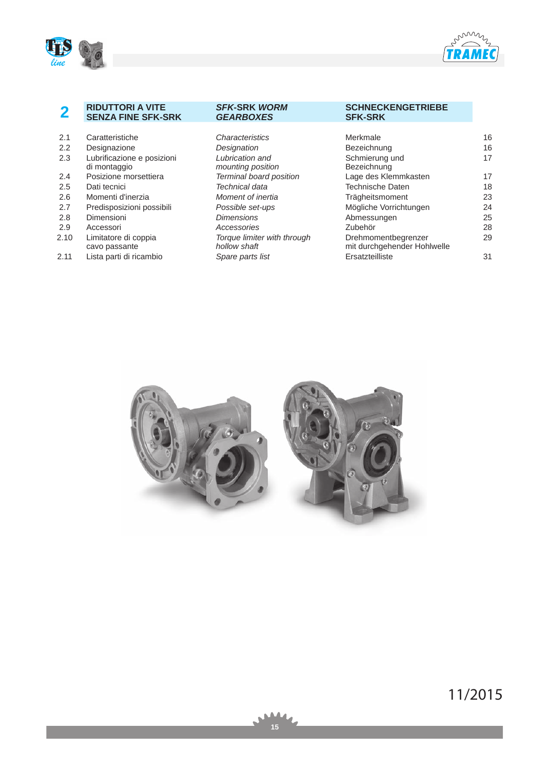## 2

| | RIDUTTORI A VITE SENZA FINE SFK-SRK | *SFK-SRK WORM GEARBOXES* | SCHNECKENGETRIEBE SFK-SRK | |
|---|---|---|---|---|
| 2.1 | Caratteristiche | *Characteristics* | Merkmale | 16 |
| 2.2 | Designazione | *Designation* | Bezeichnung | 16 |
| 2.3 | Lubrificazione e posizioni di montaggio | *Lubrication and mounting position* | Schmierung und Bezeichnung | 17 |
| 2.4 | Posizione morsettiera | *Terminal board position* | Lage des Klemmkasten | 17 |
| 2.5 | Dati tecnici | *Technical data* | Technische Daten | 18 |
| 2.6 | Momenti d'inerzia | *Moment of inertia* | Trägheitsmoment | 23 |
| 2.7 | Predisposizioni possibili | *Possible set-ups* | Mögliche Vorrichtungen | 24 |
| 2.8 | Dimensioni | *Dimensions* | Abmessungen | 25 |
| 2.9 | Accessori | *Accessories* | Zubehör | 28 |
| 2.10 | Limitatore di coppia cavo passante | *Torque limiter with through hollow shaft* | Drehmomentbegrenzer mit durchgehender Hohlwelle | 29 |
| 2.11 | Lista parti di ricambio | *Spare parts list* | Ersatzteilliste | 31 |

11/2015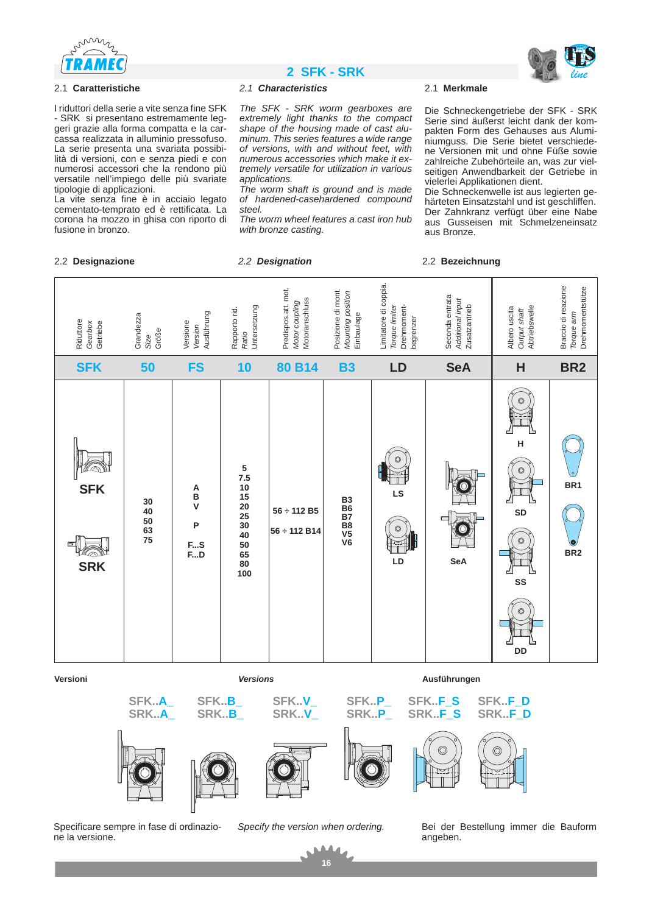# 2 SFK - SRK

## 2.1 Caratteristiche

I riduttori della serie a vite senza fine SFK - SRK si presentano estremamente leggeri grazie alla forma compatta e la carcassa realizzata in alluminio pressofuso. La serie presenta una svariata possibilità di versioni, con e senza piedi e con numerosi accessori che la rendono più versatile nell'impiego delle più svariate tipologie di applicazioni.
La vite senza fine è in acciaio legato cementato-temprato ed è rettificata. La corona ha mozzo in ghisa con riporto di fusione in bronzo.

## 2.1 *Characteristics*

*The SFK - SRK worm gearboxes are extremely light thanks to the compact shape of the housing made of cast aluminum. This series features a wide range of versions, with and without feet, with numerous accessories which make it extremely versatile for utilization in various applications.*
*The worm shaft is ground and is made of hardened-casehardened compound steel.*
*The worm wheel features a cast iron hub with bronze casting.*

## 2.1 Merkmale

Die Schneckengetriebe der SFK - SRK Serie sind äußerst leicht dank der kompakten Form des Gehauses aus Aluminiumguss. Die Serie bietet verschiedene Versionen mit und ohne Füße sowie zahlreiche Zubehörteile an, was zur vielseitigen Anwendbarkeit der Getriebe in vielerlei Applikationen dient.
Die Schneckenwelle ist aus legierten gehärteten Einsatzstahl und ist geschliffen. Der Zahnkranz verfügt über eine Nabe aus Gusseisen mit Schmelzeneinsatz aus Bronze.

## 2.2 Designazione / *2.2 Designation* / 2.2 Bezeichnung

| Riduttore / *Gearbox* / Getriebe | Grandezza / *Size* / Größe | Versione / *Version* / Ausführung | Rapporto rid. / *Ratio* / Untersetzung | Predispos.att. mot. / *Motor coupling* / Motoranschluss | Posizione di mont. / *Mounting position* / Einbaulage | Limitatore di coppia. / *Torque limiter* / Drehmoment-begrenzer | Seconda entrata / *Additional input* / Zusatzantrieb | Albero uscita / *Output shaft* / Abtriebswelle | Braccio di reazione / *Torque arm* / Drehmomentstütze |
|---|---|---|---|---|---|---|---|---|---|
| **SFK** | **50** | **FS** | **10** | **80 B14** | **B3** | **LD** | **SeA** | **H** | **BR2** |
| SFK<br>SRK | 30<br>40<br>50<br>63<br>75 | A<br>B<br>V<br>P<br>F...S<br>F...D | 5<br>7.5<br>10<br>15<br>20<br>25<br>30<br>40<br>50<br>65<br>80<br>100 | 56 ÷ 112 B5<br>56 ÷ 112 B14 | B3<br>B6<br>B7<br>B8<br>V5<br>V6 | LS<br>LD | SeA | H<br>SD<br>SS<br>DD | BR1<br>BR2 |

## Versioni / *Versions* / Ausführungen

SFK..A_ SRK..A_ | SFK..B_ SRK..B_ | SFK..V_ SRK..V_ | SFK..P_ SRK..P_ | SFK..F_S SRK..F_S | SFK..F_D SRK..F_D

Specificare sempre in fase di ordinazione la versione.

*Specify the version when ordering.*

Bei der Bestellung immer die Bauform angeben.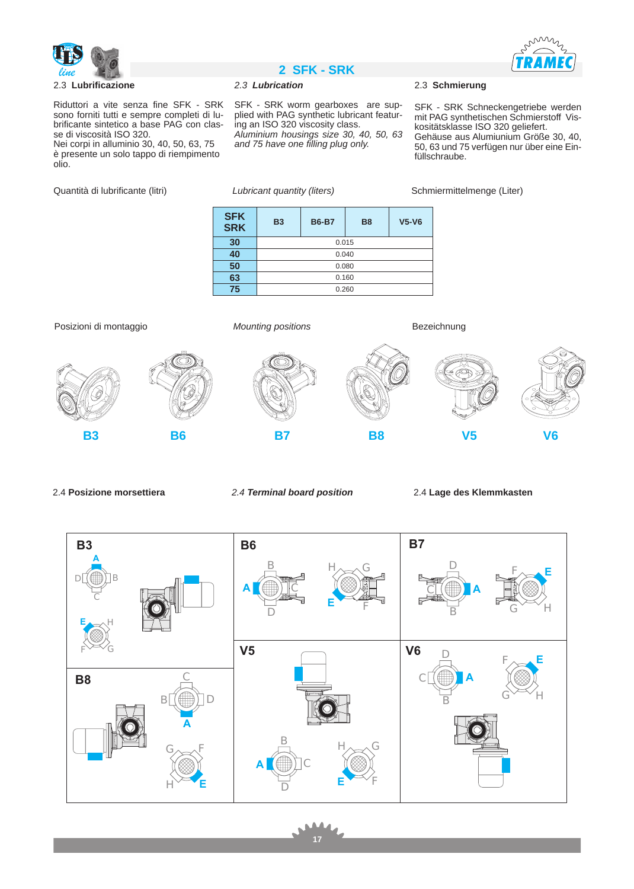## 2 SFK - SRK

### 2.3 Lubrificazione

Riduttori a vite senza fine SFK - SRK sono forniti tutti e sempre completi di lubrificante sintetico a base PAG con classe di viscosità ISO 320.
Nei corpi in alluminio 30, 40, 50, 63, 75 è presente un solo tappo di riempimento olio.

### *2.3 Lubrication*

SFK - SRK worm gearboxes are supplied with PAG synthetic lubricant featuring an ISO 320 viscosity class.
*Aluminium housings size 30, 40, 50, 63 and 75 have one filling plug only.*

### 2.3 Schmierung

SFK - SRK Schneckengetriebe werden mit PAG synthetischen Schmierstoff Viskositätsklasse ISO 320 geliefert.
Gehäuse aus Alumunium Größe 30, 40, 50, 63 und 75 verfügen nur über eine Einfüllschraube.

Quantità di lubrificante (litri) — *Lubricant quantity (liters)* — Schmiermittelmenge (Liter)

| SFK SRK | B3 | B6-B7 | B8 | V5-V6 |
|---|---|---|---|---|
| 30 | 0.015 | | | |
| 40 | 0.040 | | | |
| 50 | 0.080 | | | |
| 63 | 0.160 | | | |
| 75 | 0.260 | | | |

Posizioni di montaggio — *Mounting positions* — Bezeichnung

B3 B6 B7 B8 V5 V6

### 2.4 Posizione morsettiera

### *2.4 Terminal board position*

### 2.4 Lage des Klemmkasten

**B3**: A, B, C, D; E, F, G, H

**B6**: A, B, C, D; E, F, G, H

**B7**: A, B, C, D; E, F, G, H

**B8**: A, B, C, D; E, F, G, H

**V5**: A, B, C, D; E, F, G, H

**V6**: A, B, C, D; E, F, G, H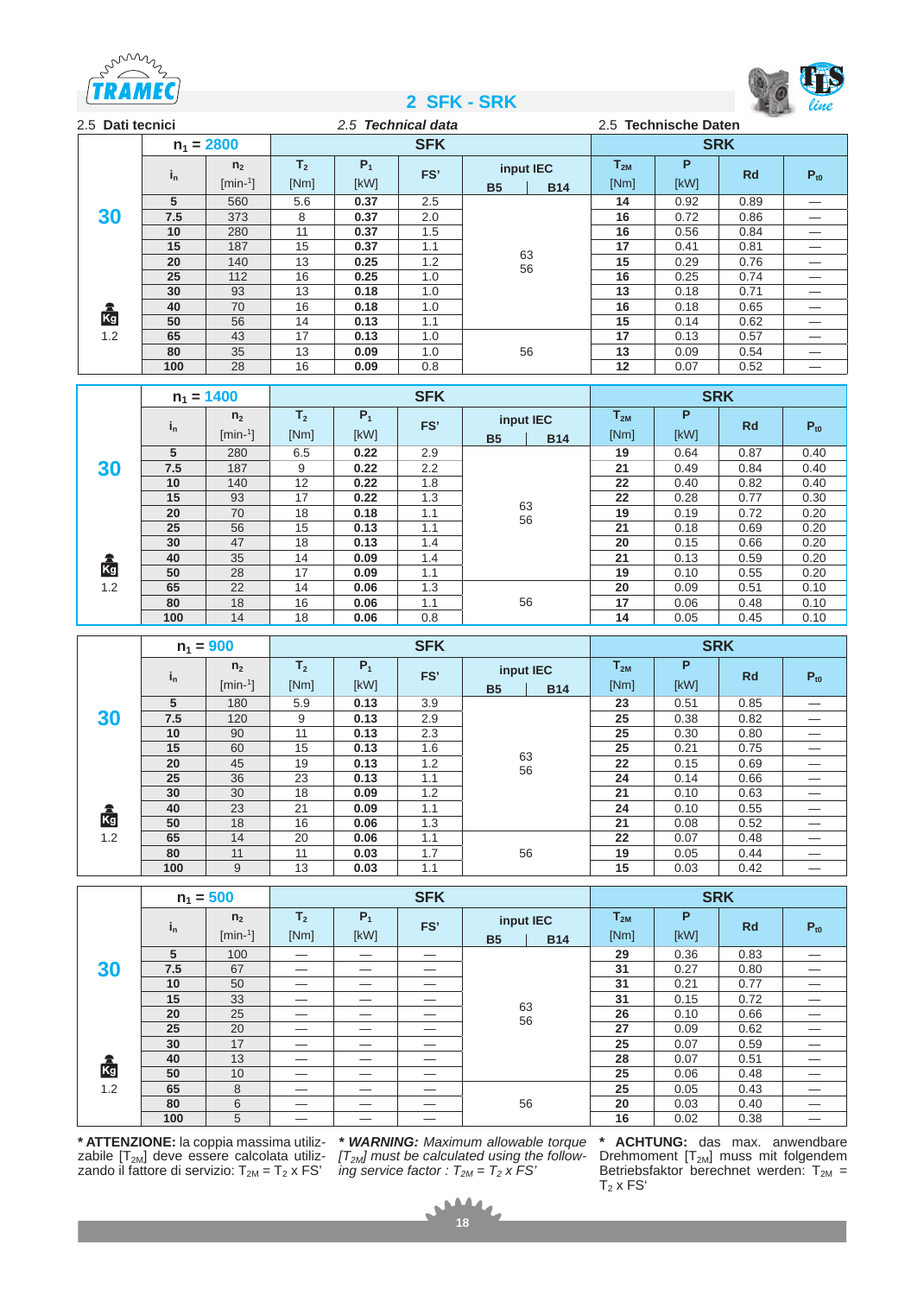# 2 SFK - SRK

2.5 **Dati tecnici** — 2.5 ***Technical data*** — 2.5 **Technische Daten**

| 30 | $n_1$ = 2800 | | SFK | | | input IEC | SRK | | | |
|---|---|---|---|---|---|---|---|---|---|---|
| | $i_n$ | $n_2$ [min-1] | $T_2$ [Nm] | $P_1$ [kW] | FS' | B5 \| B14 | $T_{2M}$ [Nm] | P [kW] | Rd | $P_{t0}$ |
| | **5** | 560 | 5.6 | **0.37** | 2.5 | 63 56 | **14** | 0.92 | 0.89 | — |
| | **7.5** | 373 | 8 | **0.37** | 2.0 | 63 56 | **16** | 0.72 | 0.86 | — |
| | **10** | 280 | 11 | **0.37** | 1.5 | 63 56 | **16** | 0.56 | 0.84 | — |
| | **15** | 187 | 15 | **0.37** | 1.1 | 63 56 | **17** | 0.41 | 0.81 | — |
| | **20** | 140 | 13 | **0.25** | 1.2 | 63 56 | **15** | 0.29 | 0.76 | — |
| | **25** | 112 | 16 | **0.25** | 1.0 | 63 56 | **16** | 0.25 | 0.74 | — |
| | **30** | 93 | 13 | **0.18** | 1.0 | 63 56 | **13** | 0.18 | 0.71 | — |
| | **40** | 70 | 16 | **0.18** | 1.0 | 63 56 | **16** | 0.18 | 0.65 | — |
| Kg 1.2 | **50** | 56 | 14 | **0.13** | 1.1 | 63 56 | **15** | 0.14 | 0.62 | — |
| | **65** | 43 | 17 | **0.13** | 1.0 | 56 | **17** | 0.13 | 0.57 | — |
| | **80** | 35 | 13 | **0.09** | 1.0 | 56 | **13** | 0.09 | 0.54 | — |
| | **100** | 28 | 16 | **0.09** | 0.8 | 56 | **12** | 0.07 | 0.52 | — |

| 30 | $n_1$ = 1400 | | SFK | | | input IEC | SRK | | | |
|---|---|---|---|---|---|---|---|---|---|---|
| | $i_n$ | $n_2$ [min-1] | $T_2$ [Nm] | $P_1$ [kW] | FS' | B5 \| B14 | $T_{2M}$ [Nm] | P [kW] | Rd | $P_{t0}$ |
| | **5** | 280 | 6.5 | **0.22** | 2.9 | 63 56 | **19** | 0.64 | 0.87 | 0.40 |
| | **7.5** | 187 | 9 | **0.22** | 2.2 | 63 56 | **21** | 0.49 | 0.84 | 0.40 |
| | **10** | 140 | 12 | **0.22** | 1.8 | 63 56 | **22** | 0.40 | 0.82 | 0.40 |
| | **15** | 93 | 17 | **0.22** | 1.3 | 63 56 | **22** | 0.28 | 0.77 | 0.30 |
| | **20** | 70 | 18 | **0.18** | 1.1 | 63 56 | **19** | 0.19 | 0.72 | 0.20 |
| | **25** | 56 | 15 | **0.13** | 1.1 | 63 56 | **21** | 0.18 | 0.69 | 0.20 |
| | **30** | 47 | 18 | **0.13** | 1.4 | 63 56 | **20** | 0.15 | 0.66 | 0.20 |
| | **40** | 35 | 14 | **0.09** | 1.4 | 63 56 | **21** | 0.13 | 0.59 | 0.20 |
| Kg 1.2 | **50** | 28 | 17 | **0.09** | 1.1 | 63 56 | **19** | 0.10 | 0.55 | 0.20 |
| | **65** | 22 | 14 | **0.06** | 1.3 | 56 | **20** | 0.09 | 0.51 | 0.10 |
| | **80** | 18 | 16 | **0.06** | 1.1 | 56 | **17** | 0.06 | 0.48 | 0.10 |
| | **100** | 14 | 18 | **0.06** | 0.8 | 56 | **14** | 0.05 | 0.45 | 0.10 |

| 30 | $n_1$ = 900 | | SFK | | | input IEC | SRK | | | |
|---|---|---|---|---|---|---|---|---|---|---|
| | $i_n$ | $n_2$ [min-1] | $T_2$ [Nm] | $P_1$ [kW] | FS' | B5 \| B14 | $T_{2M}$ [Nm] | P [kW] | Rd | $P_{t0}$ |
| | **5** | 180 | 5.9 | **0.13** | 3.9 | 63 56 | **23** | 0.51 | 0.85 | — |
| | **7.5** | 120 | 9 | **0.13** | 2.9 | 63 56 | **25** | 0.38 | 0.82 | — |
| | **10** | 90 | 11 | **0.13** | 2.3 | 63 56 | **25** | 0.30 | 0.80 | — |
| | **15** | 60 | 15 | **0.13** | 1.6 | 63 56 | **25** | 0.21 | 0.75 | — |
| | **20** | 45 | 19 | **0.13** | 1.2 | 63 56 | **22** | 0.15 | 0.69 | — |
| | **25** | 36 | 23 | **0.13** | 1.1 | 63 56 | **24** | 0.14 | 0.66 | — |
| | **30** | 30 | 18 | **0.09** | 1.2 | 63 56 | **21** | 0.10 | 0.63 | — |
| | **40** | 23 | 21 | **0.09** | 1.1 | 63 56 | **24** | 0.10 | 0.55 | — |
| Kg 1.2 | **50** | 18 | 16 | **0.06** | 1.3 | 63 56 | **21** | 0.08 | 0.52 | — |
| | **65** | 14 | 20 | **0.06** | 1.1 | 56 | **22** | 0.07 | 0.48 | — |
| | **80** | 11 | 11 | **0.03** | 1.7 | 56 | **19** | 0.05 | 0.44 | — |
| | **100** | 9 | 13 | **0.03** | 1.1 | 56 | **15** | 0.03 | 0.42 | — |

| 30 | $n_1$ = 500 | | SFK | | | input IEC | SRK | | | |
|---|---|---|---|---|---|---|---|---|---|---|
| | $i_n$ | $n_2$ [min-1] | $T_2$ [Nm] | $P_1$ [kW] | FS' | B5 \| B14 | $T_{2M}$ [Nm] | P [kW] | Rd | $P_{t0}$ |
| | **5** | 100 | — | — | — | 63 56 | **29** | 0.36 | 0.83 | — |
| | **7.5** | 67 | — | — | — | 63 56 | **31** | 0.27 | 0.80 | — |
| | **10** | 50 | — | — | — | 63 56 | **31** | 0.21 | 0.77 | — |
| | **15** | 33 | — | — | — | 63 56 | **31** | 0.15 | 0.72 | — |
| | **20** | 25 | — | — | — | 63 56 | **26** | 0.10 | 0.66 | — |
| | **25** | 20 | — | — | — | 63 56 | **27** | 0.09 | 0.62 | — |
| | **30** | 17 | — | — | — | 63 56 | **25** | 0.07 | 0.59 | — |
| | **40** | 13 | — | — | — | 63 56 | **28** | 0.07 | 0.51 | — |
| Kg 1.2 | **50** | 10 | — | — | — | 63 56 | **25** | 0.06 | 0.48 | — |
| | **65** | 8 | — | — | — | 56 | **25** | 0.05 | 0.43 | — |
| | **80** | 6 | — | — | — | 56 | **20** | 0.03 | 0.40 | — |
| | **100** | 5 | — | — | — | 56 | **16** | 0.02 | 0.38 | — |

**\* ATTENZIONE:** la coppia massima utilizzabile [$T_{2M}$] deve essere calcolata utilizzando il fattore di servizio: $T_{2M} = T_2 \times FS'$

***\* WARNING:*** *Maximum allowable torque [$T_{2M}$] must be calculated using the following service factor : $T_{2M} = T_2 \times FS'$*

**\* ACHTUNG:** das max. anwendbare Drehmoment [$T_{2M}$] muss mit folgendem Betriebsfaktor berechnet werden: $T_{2M} = T_2 \times FS'$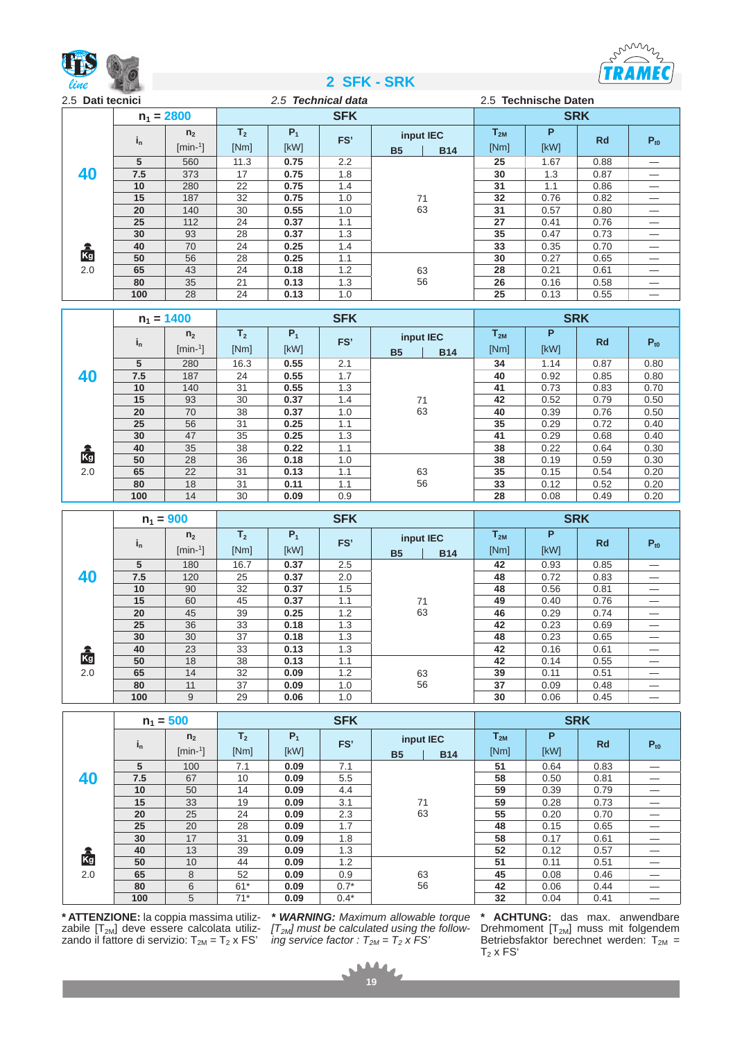# 2 SFK - SRK

2.5 **Dati tecnici** — 2.5 ***Technical data*** — 2.5 **Technische Daten**

| 40 | $n_1$ = 2800 | | SFK | | | | | SRK | | | |
|---|---|---|---|---|---|---|---|---|---|---|---|
| | $i_n$ | $n_2$ [min⁻¹] | $T_2$ [Nm] | $P_1$ [kW] | FS' | input IEC B5 | input IEC B14 | $T_{2M}$ [Nm] | P [kW] | Rd | $P_{t0}$ |
| | **5** | 560 | 11.3 | **0.75** | 2.2 | 71 | 63 | **25** | 1.67 | 0.88 | — |
| | **7.5** | 373 | 17 | **0.75** | 1.8 | 71 | 63 | **30** | 1.3 | 0.87 | — |
| | **10** | 280 | 22 | **0.75** | 1.4 | 71 | 63 | **31** | 1.1 | 0.86 | — |
| | **15** | 187 | 32 | **0.75** | 1.0 | 71 | 63 | **32** | 0.76 | 0.82 | — |
| | **20** | 140 | 30 | **0.55** | 1.0 | 71 | 63 | **31** | 0.57 | 0.80 | — |
| | **25** | 112 | 24 | **0.37** | 1.1 | 71 | 63 | **27** | 0.41 | 0.76 | — |
| | **30** | 93 | 28 | **0.37** | 1.3 | 71 | 63 | **35** | 0.47 | 0.73 | — |
| | **40** | 70 | 24 | **0.25** | 1.4 | 71 | 63 | **33** | 0.35 | 0.70 | — |
| Kg 2.0 | **50** | 56 | 28 | **0.25** | 1.1 | 63 | 56 | **30** | 0.27 | 0.65 | — |
| | **65** | 43 | 24 | **0.18** | 1.2 | 63 | 56 | **28** | 0.21 | 0.61 | — |
| | **80** | 35 | 21 | **0.13** | 1.3 | 63 | 56 | **26** | 0.16 | 0.58 | — |
| | **100** | 28 | 24 | **0.13** | 1.0 | 63 | 56 | **25** | 0.13 | 0.55 | — |

| 40 | $n_1$ = 1400 | | SFK | | | | | SRK | | | |
|---|---|---|---|---|---|---|---|---|---|---|---|
| | $i_n$ | $n_2$ [min⁻¹] | $T_2$ [Nm] | $P_1$ [kW] | FS' | input IEC B5 | input IEC B14 | $T_{2M}$ [Nm] | P [kW] | Rd | $P_{t0}$ |
| | **5** | 280 | 16.3 | **0.55** | 2.1 | 71 | 63 | **34** | 1.14 | 0.87 | 0.80 |
| | **7.5** | 187 | 24 | **0.55** | 1.7 | 71 | 63 | **40** | 0.92 | 0.85 | 0.80 |
| | **10** | 140 | 31 | **0.55** | 1.3 | 71 | 63 | **41** | 0.73 | 0.83 | 0.70 |
| | **15** | 93 | 30 | **0.37** | 1.4 | 71 | 63 | **42** | 0.52 | 0.79 | 0.50 |
| | **20** | 70 | 38 | **0.37** | 1.0 | 71 | 63 | **40** | 0.39 | 0.76 | 0.50 |
| | **25** | 56 | 31 | **0.25** | 1.1 | 71 | 63 | **35** | 0.29 | 0.72 | 0.40 |
| | **30** | 47 | 35 | **0.25** | 1.3 | 71 | 63 | **41** | 0.29 | 0.68 | 0.40 |
| | **40** | 35 | 38 | **0.22** | 1.1 | 71 | 63 | **38** | 0.22 | 0.64 | 0.30 |
| Kg 2.0 | **50** | 28 | 36 | **0.18** | 1.0 | 63 | 56 | **38** | 0.19 | 0.59 | 0.30 |
| | **65** | 22 | 31 | **0.13** | 1.1 | 63 | 56 | **35** | 0.15 | 0.54 | 0.20 |
| | **80** | 18 | 31 | **0.11** | 1.1 | 63 | 56 | **33** | 0.12 | 0.52 | 0.20 |
| | **100** | 14 | 30 | **0.09** | 0.9 | 63 | 56 | **28** | 0.08 | 0.49 | 0.20 |

| 40 | $n_1$ = 900 | | SFK | | | | | SRK | | | |
|---|---|---|---|---|---|---|---|---|---|---|---|
| | $i_n$ | $n_2$ [min⁻¹] | $T_2$ [Nm] | $P_1$ [kW] | FS' | input IEC B5 | input IEC B14 | $T_{2M}$ [Nm] | P [kW] | Rd | $P_{t0}$ |
| | **5** | 180 | 16.7 | **0.37** | 2.5 | 71 | 63 | **42** | 0.93 | 0.85 | — |
| | **7.5** | 120 | 25 | **0.37** | 2.0 | 71 | 63 | **48** | 0.72 | 0.83 | — |
| | **10** | 90 | 32 | **0.37** | 1.5 | 71 | 63 | **48** | 0.56 | 0.81 | — |
| | **15** | 60 | 45 | **0.37** | 1.1 | 71 | 63 | **49** | 0.40 | 0.76 | — |
| | **20** | 45 | 39 | **0.25** | 1.2 | 71 | 63 | **46** | 0.29 | 0.74 | — |
| | **25** | 36 | 33 | **0.18** | 1.3 | 71 | 63 | **42** | 0.23 | 0.69 | — |
| | **30** | 30 | 37 | **0.18** | 1.3 | 71 | 63 | **48** | 0.23 | 0.65 | — |
| | **40** | 23 | 33 | **0.13** | 1.3 | 71 | 63 | **42** | 0.16 | 0.61 | — |
| Kg 2.0 | **50** | 18 | 38 | **0.13** | 1.1 | 63 | 56 | **42** | 0.14 | 0.55 | — |
| | **65** | 14 | 32 | **0.09** | 1.2 | 63 | 56 | **39** | 0.11 | 0.51 | — |
| | **80** | 11 | 37 | **0.09** | 1.0 | 63 | 56 | **37** | 0.09 | 0.48 | — |
| | **100** | 9 | 29 | **0.06** | 1.0 | 63 | 56 | **30** | 0.06 | 0.45 | — |

| 40 | $n_1$ = 500 | | SFK | | | | | SRK | | | |
|---|---|---|---|---|---|---|---|---|---|---|---|
| | $i_n$ | $n_2$ [min⁻¹] | $T_2$ [Nm] | $P_1$ [kW] | FS' | input IEC B5 | input IEC B14 | $T_{2M}$ [Nm] | P [kW] | Rd | $P_{t0}$ |
| | **5** | 100 | 7.1 | **0.09** | 7.1 | 71 | 63 | **51** | 0.64 | 0.83 | — |
| | **7.5** | 67 | 10 | **0.09** | 5.5 | 71 | 63 | **58** | 0.50 | 0.81 | — |
| | **10** | 50 | 14 | **0.09** | 4.4 | 71 | 63 | **59** | 0.39 | 0.79 | — |
| | **15** | 33 | 19 | **0.09** | 3.1 | 71 | 63 | **59** | 0.28 | 0.73 | — |
| | **20** | 25 | 24 | **0.09** | 2.3 | 71 | 63 | **55** | 0.20 | 0.70 | — |
| | **25** | 20 | 28 | **0.09** | 1.7 | 71 | 63 | **48** | 0.15 | 0.65 | — |
| | **30** | 17 | 31 | **0.09** | 1.8 | 71 | 63 | **58** | 0.17 | 0.61 | — |
| | **40** | 13 | 39 | **0.09** | 1.3 | 71 | 63 | **52** | 0.12 | 0.57 | — |
| Kg 2.0 | **50** | 10 | 44 | **0.09** | 1.2 | 63 | 56 | **51** | 0.11 | 0.51 | — |
| | **65** | 8 | 52 | **0.09** | 0.9 | 63 | 56 | **45** | 0.08 | 0.46 | — |
| | **80** | 6 | 61* | **0.09** | 0.7* | 63 | 56 | **42** | 0.06 | 0.44 | — |
| | **100** | 5 | 71* | **0.09** | 0.4* | 63 | 56 | **32** | 0.04 | 0.41 | — |

**\* ATTENZIONE:** la coppia massima utilizzabile [$T_{2M}$] deve essere calcolata utilizzando il fattore di servizio: $T_{2M} = T_2 \times FS'$

***\* WARNING:** Maximum allowable torque [$T_{2M}$] must be calculated using the following service factor : $T_{2M} = T_2 \times FS'$*

**\* ACHTUNG:** das max. anwendbare Drehmoment [$T_{2M}$] muss mit folgendem Betriebsfaktor berechnet werden: $T_{2M} = T_2 \times FS'$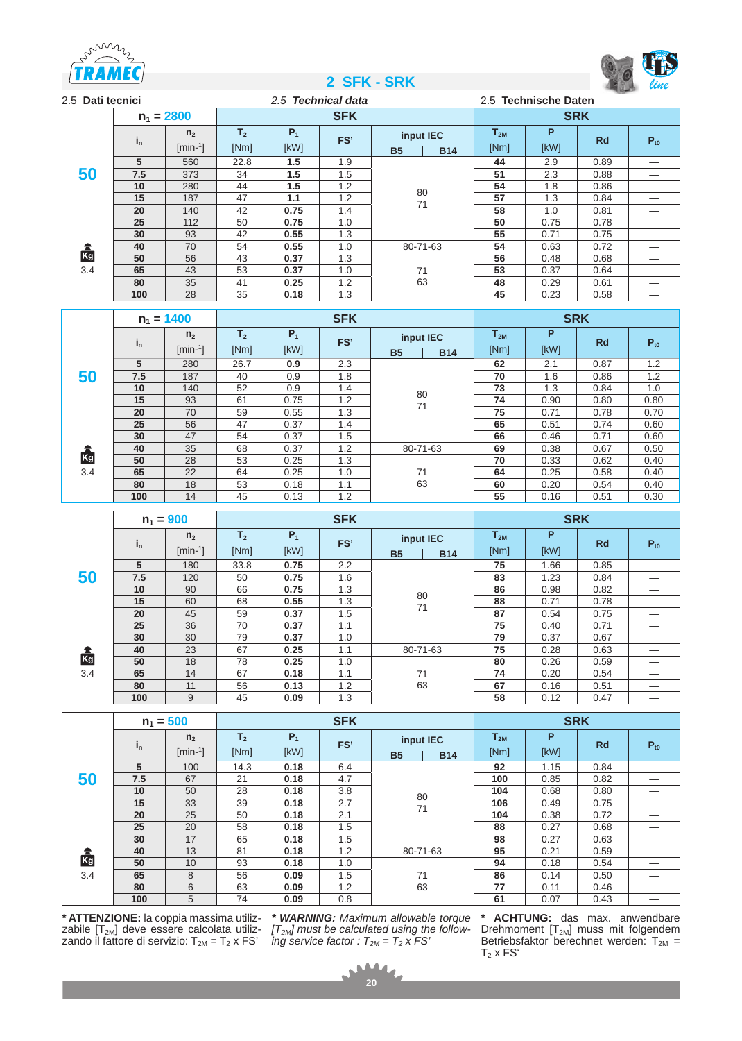## 2 SFK - SRK

2.5 **Dati tecnici** | 2.5 ***Technical data*** | 2.5 **Technische Daten**

| 50 | $n_1$ = 2800 | | SFK | | | | | SRK | | | |
|---|---|---|---|---|---|---|---|---|---|---|---|
| | $i_n$ | $n_2$ [min⁻¹] | $T_2$ [Nm] | $P_1$ [kW] | FS' | input IEC B5 | input IEC B14 | $T_{2M}$ [Nm] | P [kW] | Rd | $P_{t0}$ |
| | 5 | 560 | 22.8 | **1.5** | 1.9 | 80 | 71 | **44** | 2.9 | 0.89 | — |
| | 7.5 | 373 | 34 | **1.5** | 1.5 | | | **51** | 2.3 | 0.88 | — |
| | 10 | 280 | 44 | **1.5** | 1.2 | | | **54** | 1.8 | 0.86 | — |
| | 15 | 187 | 47 | **1.1** | 1.2 | | | **57** | 1.3 | 0.84 | — |
| | 20 | 140 | 42 | **0.75** | 1.4 | | | **58** | 1.0 | 0.81 | — |
| | 25 | 112 | 50 | **0.75** | 1.0 | | | **50** | 0.75 | 0.78 | — |
| | 30 | 93 | 42 | **0.55** | 1.3 | | | **55** | 0.71 | 0.75 | — |
| Kg | 40 | 70 | 54 | **0.55** | 1.0 | 80-71-63 | | **54** | 0.63 | 0.72 | — |
| 3.4 | 50 | 56 | 43 | **0.37** | 1.3 | 71 | 63 | **56** | 0.48 | 0.68 | — |
| | 65 | 43 | 53 | **0.37** | 1.0 | | | **53** | 0.37 | 0.64 | — |
| | 80 | 35 | 41 | **0.25** | 1.2 | | | **48** | 0.29 | 0.61 | — |
| | 100 | 28 | 35 | **0.18** | 1.3 | | | **45** | 0.23 | 0.58 | — |

| 50 | $n_1$ = 1400 | | SFK | | | | | SRK | | | |
|---|---|---|---|---|---|---|---|---|---|---|---|
| | $i_n$ | $n_2$ [min⁻¹] | $T_2$ [Nm] | $P_1$ [kW] | FS' | input IEC B5 | input IEC B14 | $T_{2M}$ [Nm] | P [kW] | Rd | $P_{t0}$ |
| | 5 | 280 | 26.7 | **0.9** | 2.3 | 80 | 71 | **62** | 2.1 | 0.87 | 1.2 |
| | 7.5 | 187 | 40 | 0.9 | 1.8 | | | **70** | 1.6 | 0.86 | 1.2 |
| | 10 | 140 | 52 | 0.9 | 1.4 | | | **73** | 1.3 | 0.84 | 1.0 |
| | 15 | 93 | 61 | 0.75 | 1.2 | | | **74** | 0.90 | 0.80 | 0.80 |
| | 20 | 70 | 59 | 0.55 | 1.3 | | | **75** | 0.71 | 0.78 | 0.70 |
| | 25 | 56 | 47 | 0.37 | 1.4 | | | **65** | 0.51 | 0.74 | 0.60 |
| | 30 | 47 | 54 | 0.37 | 1.5 | | | **66** | 0.46 | 0.71 | 0.60 |
| Kg | 40 | 35 | 68 | 0.37 | 1.2 | 80-71-63 | | **69** | 0.38 | 0.67 | 0.50 |
| 3.4 | 50 | 28 | 53 | 0.25 | 1.3 | 71 | 63 | **70** | 0.33 | 0.62 | 0.40 |
| | 65 | 22 | 64 | 0.25 | 1.0 | | | **64** | 0.25 | 0.58 | 0.40 |
| | 80 | 18 | 53 | 0.18 | 1.1 | | | **60** | 0.20 | 0.54 | 0.40 |
| | 100 | 14 | 45 | 0.13 | 1.2 | | | **55** | 0.16 | 0.51 | 0.30 |

| 50 | $n_1$ = 900 | | SFK | | | | | SRK | | | |
|---|---|---|---|---|---|---|---|---|---|---|---|
| | $i_n$ | $n_2$ [min⁻¹] | $T_2$ [Nm] | $P_1$ [kW] | FS' | input IEC B5 | input IEC B14 | $T_{2M}$ [Nm] | P [kW] | Rd | $P_{t0}$ |
| | 5 | 180 | 33.8 | **0.75** | 2.2 | 80 | 71 | **75** | 1.66 | 0.85 | — |
| | 7.5 | 120 | 50 | **0.75** | 1.6 | | | **83** | 1.23 | 0.84 | — |
| | 10 | 90 | 66 | **0.75** | 1.3 | | | **86** | 0.98 | 0.82 | — |
| | 15 | 60 | 68 | **0.55** | 1.3 | | | **88** | 0.71 | 0.78 | — |
| | 20 | 45 | 59 | **0.37** | 1.5 | | | **87** | 0.54 | 0.75 | — |
| | 25 | 36 | 70 | **0.37** | 1.1 | | | **75** | 0.40 | 0.71 | — |
| | 30 | 30 | 79 | **0.37** | 1.0 | | | **79** | 0.37 | 0.67 | — |
| Kg | 40 | 23 | 67 | **0.25** | 1.1 | 80-71-63 | | **75** | 0.28 | 0.63 | — |
| 3.4 | 50 | 18 | 78 | **0.25** | 1.0 | 71 | 63 | **80** | 0.26 | 0.59 | — |
| | 65 | 14 | 67 | **0.18** | 1.1 | | | **74** | 0.20 | 0.54 | — |
| | 80 | 11 | 56 | **0.13** | 1.2 | | | **67** | 0.16 | 0.51 | — |
| | 100 | 9 | 45 | **0.09** | 1.3 | | | **58** | 0.12 | 0.47 | — |

| 50 | $n_1$ = 500 | | SFK | | | | | SRK | | | |
|---|---|---|---|---|---|---|---|---|---|---|---|
| | $i_n$ | $n_2$ [min⁻¹] | $T_2$ [Nm] | $P_1$ [kW] | FS' | input IEC B5 | input IEC B14 | $T_{2M}$ [Nm] | P [kW] | Rd | $P_{t0}$ |
| | 5 | 100 | 14.3 | **0.18** | 6.4 | 80 | 71 | **92** | 1.15 | 0.84 | — |
| | 7.5 | 67 | 21 | **0.18** | 4.7 | | | **100** | 0.85 | 0.82 | — |
| | 10 | 50 | 28 | **0.18** | 3.8 | | | **104** | 0.68 | 0.80 | — |
| | 15 | 33 | 39 | **0.18** | 2.7 | | | **106** | 0.49 | 0.75 | — |
| | 20 | 25 | 50 | **0.18** | 2.1 | | | **104** | 0.38 | 0.72 | — |
| | 25 | 20 | 58 | **0.18** | 1.5 | | | **88** | 0.27 | 0.68 | — |
| | 30 | 17 | 65 | **0.18** | 1.5 | | | **98** | 0.27 | 0.63 | — |
| Kg | 40 | 13 | 81 | **0.18** | 1.2 | 80-71-63 | | **95** | 0.21 | 0.59 | — |
| 3.4 | 50 | 10 | 93 | **0.18** | 1.0 | 71 | 63 | **94** | 0.18 | 0.54 | — |
| | 65 | 8 | 56 | **0.09** | 1.5 | | | **86** | 0.14 | 0.50 | — |
| | 80 | 6 | 63 | **0.09** | 1.2 | | | **77** | 0.11 | 0.46 | — |
| | 100 | 5 | 74 | **0.09** | 0.8 | | | **61** | 0.07 | 0.43 | — |

**\* ATTENZIONE:** la coppia massima utilizzabile [$T_{2M}$] deve essere calcolata utilizzando il fattore di servizio: $T_{2M} = T_2 \times FS'$

***\* WARNING:** Maximum allowable torque [$T_{2M}$] must be calculated using the following service factor : $T_{2M} = T_2 \times FS'$*

**\* ACHTUNG:** das max. anwendbare Drehmoment [$T_{2M}$] muss mit folgendem Betriebsfaktor berechnet werden: $T_{2M} = T_2 \times FS'$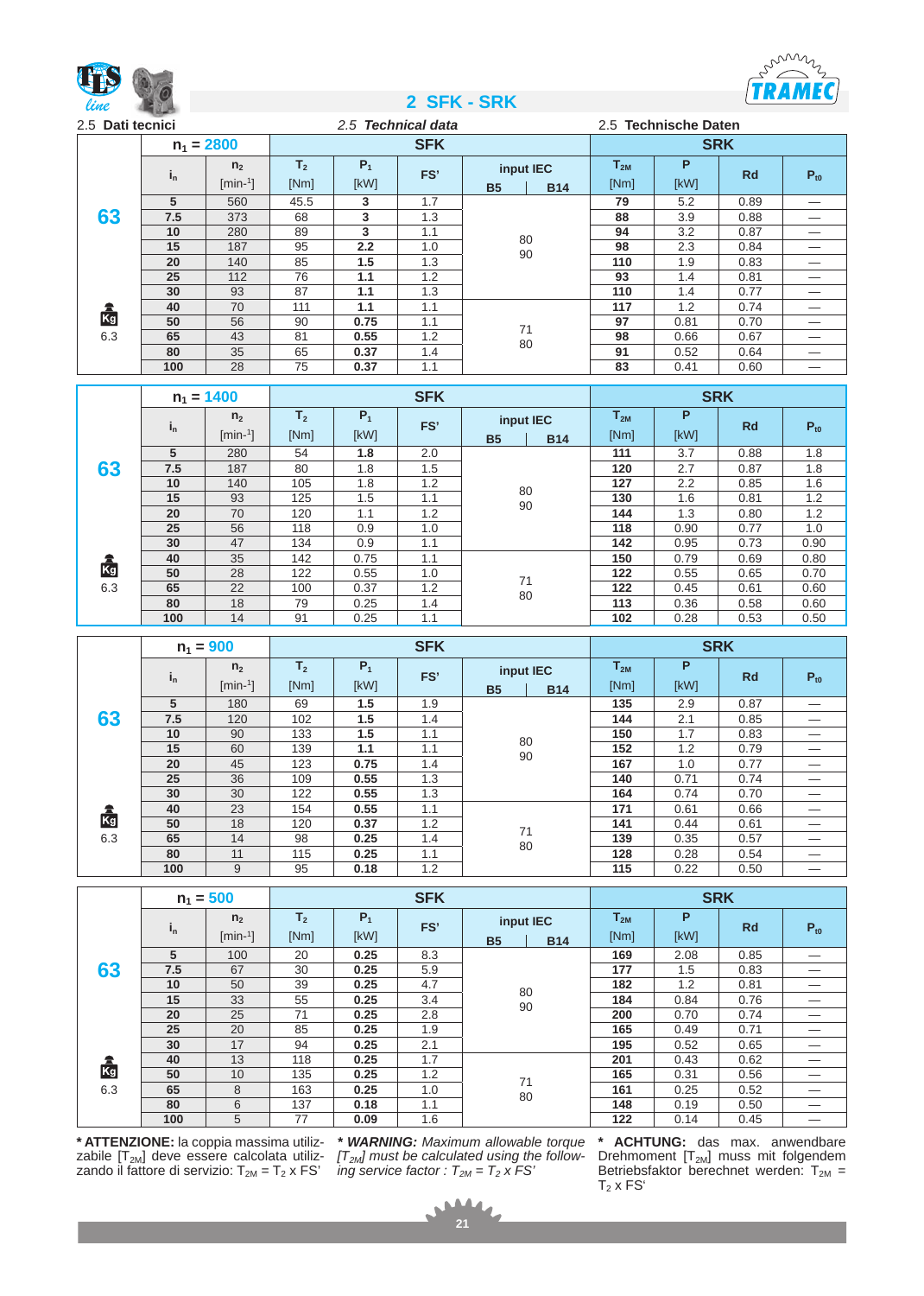## 2 SFK - SRK

2.5 **Dati tecnici** | 2.5 ***Technical data*** | 2.5 **Technische Daten**

| | $n_1$ = 2800 | | SFK | | | | SRK | | | |
|---|---|---|---|---|---|---|---|---|---|---|
| | $i_n$ | $n_2$ [min⁻¹] | $T_2$ [Nm] | $P_1$ [kW] | FS' | input IEC B5 / B14 | $T_{2M}$ [Nm] | P [kW] | Rd | $P_{t0}$ |
| **63** | **5** | 560 | 45.5 | **3** | 1.7 | 80 90 | **79** | 5.2 | 0.89 | — |
| | **7.5** | 373 | 68 | **3** | 1.3 | | **88** | 3.9 | 0.88 | — |
| | **10** | 280 | 89 | **3** | 1.1 | | **94** | 3.2 | 0.87 | — |
| | **15** | 187 | 95 | **2.2** | 1.0 | | **98** | 2.3 | 0.84 | — |
| | **20** | 140 | 85 | **1.5** | 1.3 | | **110** | 1.9 | 0.83 | — |
| | **25** | 112 | 76 | **1.1** | 1.2 | | **93** | 1.4 | 0.81 | — |
| | **30** | 93 | 87 | **1.1** | 1.3 | | **110** | 1.4 | 0.77 | — |
| Kg | **40** | 70 | 111 | **1.1** | 1.1 | 71 80 | **117** | 1.2 | 0.74 | — |
| | **50** | 56 | 90 | **0.75** | 1.1 | | **97** | 0.81 | 0.70 | — |
| 6.3 | **65** | 43 | 81 | **0.55** | 1.2 | | **98** | 0.66 | 0.67 | — |
| | **80** | 35 | 65 | **0.37** | 1.4 | | **91** | 0.52 | 0.64 | — |
| | **100** | 28 | 75 | **0.37** | 1.1 | | **83** | 0.41 | 0.60 | — |

| | $n_1$ = 1400 | | SFK | | | | SRK | | | |
|---|---|---|---|---|---|---|---|---|---|---|
| | $i_n$ | $n_2$ [min⁻¹] | $T_2$ [Nm] | $P_1$ [kW] | FS' | input IEC B5 / B14 | $T_{2M}$ [Nm] | P [kW] | Rd | $P_{t0}$ |
| **63** | **5** | 280 | 54 | **1.8** | 2.0 | 80 90 | **111** | 3.7 | 0.88 | 1.8 |
| | **7.5** | 187 | 80 | 1.8 | 1.5 | | **120** | 2.7 | 0.87 | 1.8 |
| | **10** | 140 | 105 | 1.8 | 1.2 | | **127** | 2.2 | 0.85 | 1.6 |
| | **15** | 93 | 125 | 1.5 | 1.1 | | **130** | 1.6 | 0.81 | 1.2 |
| | **20** | 70 | 120 | 1.1 | 1.2 | | **144** | 1.3 | 0.80 | 1.2 |
| | **25** | 56 | 118 | 0.9 | 1.0 | | **118** | 0.90 | 0.77 | 1.0 |
| | **30** | 47 | 134 | 0.9 | 1.1 | | **142** | 0.95 | 0.73 | 0.90 |
| Kg | **40** | 35 | 142 | 0.75 | 1.1 | 71 80 | **150** | 0.79 | 0.69 | 0.80 |
| | **50** | 28 | 122 | 0.55 | 1.0 | | **122** | 0.55 | 0.65 | 0.70 |
| 6.3 | **65** | 22 | 100 | 0.37 | 1.2 | | **122** | 0.45 | 0.61 | 0.60 |
| | **80** | 18 | 79 | 0.25 | 1.4 | | **113** | 0.36 | 0.58 | 0.60 |
| | **100** | 14 | 91 | 0.25 | 1.1 | | **102** | 0.28 | 0.53 | 0.50 |

| | $n_1$ = 900 | | SFK | | | | SRK | | | |
|---|---|---|---|---|---|---|---|---|---|---|
| | $i_n$ | $n_2$ [min⁻¹] | $T_2$ [Nm] | $P_1$ [kW] | FS' | input IEC B5 / B14 | $T_{2M}$ [Nm] | P [kW] | Rd | $P_{t0}$ |
| **63** | **5** | 180 | 69 | **1.5** | 1.9 | 80 90 | **135** | 2.9 | 0.87 | — |
| | **7.5** | 120 | 102 | **1.5** | 1.4 | | **144** | 2.1 | 0.85 | — |
| | **10** | 90 | 133 | **1.5** | 1.1 | | **150** | 1.7 | 0.83 | — |
| | **15** | 60 | 139 | **1.1** | 1.1 | | **152** | 1.2 | 0.79 | — |
| | **20** | 45 | 123 | **0.75** | 1.4 | | **167** | 1.0 | 0.77 | — |
| | **25** | 36 | 109 | **0.55** | 1.3 | | **140** | 0.71 | 0.74 | — |
| | **30** | 30 | 122 | **0.55** | 1.3 | | **164** | 0.74 | 0.70 | — |
| Kg | **40** | 23 | 154 | **0.55** | 1.1 | 71 80 | **171** | 0.61 | 0.66 | — |
| | **50** | 18 | 120 | **0.37** | 1.2 | | **141** | 0.44 | 0.61 | — |
| 6.3 | **65** | 14 | 98 | **0.25** | 1.4 | | **139** | 0.35 | 0.57 | — |
| | **80** | 11 | 115 | **0.25** | 1.1 | | **128** | 0.28 | 0.54 | — |
| | **100** | 9 | 95 | **0.18** | 1.2 | | **115** | 0.22 | 0.50 | — |

| | $n_1$ = 500 | | SFK | | | | SRK | | | |
|---|---|---|---|---|---|---|---|---|---|---|
| | $i_n$ | $n_2$ [min⁻¹] | $T_2$ [Nm] | $P_1$ [kW] | FS' | input IEC B5 / B14 | $T_{2M}$ [Nm] | P [kW] | Rd | $P_{t0}$ |
| **63** | **5** | 100 | 20 | **0.25** | 8.3 | 80 90 | **169** | 2.08 | 0.85 | — |
| | **7.5** | 67 | 30 | **0.25** | 5.9 | | **177** | 1.5 | 0.83 | — |
| | **10** | 50 | 39 | **0.25** | 4.7 | | **182** | 1.2 | 0.81 | — |
| | **15** | 33 | 55 | **0.25** | 3.4 | | **184** | 0.84 | 0.76 | — |
| | **20** | 25 | 71 | **0.25** | 2.8 | | **200** | 0.70 | 0.74 | — |
| | **25** | 20 | 85 | **0.25** | 1.9 | | **165** | 0.49 | 0.71 | — |
| | **30** | 17 | 94 | **0.25** | 2.1 | | **195** | 0.52 | 0.65 | — |
| Kg | **40** | 13 | 118 | **0.25** | 1.7 | 71 80 | **201** | 0.43 | 0.62 | — |
| | **50** | 10 | 135 | **0.25** | 1.2 | | **165** | 0.31 | 0.56 | — |
| 6.3 | **65** | 8 | 163 | **0.25** | 1.0 | | **161** | 0.25 | 0.52 | — |
| | **80** | 6 | 137 | **0.18** | 1.1 | | **148** | 0.19 | 0.50 | — |
| | **100** | 5 | 77 | **0.09** | 1.6 | | **122** | 0.14 | 0.45 | — |

**\* ATTENZIONE:** la coppia massima utilizzabile [$T_{2M}$] deve essere calcolata utilizzando il fattore di servizio: $T_{2M} = T_2 \times FS'$

***\* WARNING:** Maximum allowable torque [$T_{2M}$] must be calculated using the following service factor : $T_{2M} = T_2 \times FS'$*

**\* ACHTUNG:** das max. anwendbare Drehmoment [$T_{2M}$] muss mit folgendem Betriebsfaktor berechnet werden: $T_{2M} = T_2 \times FS'$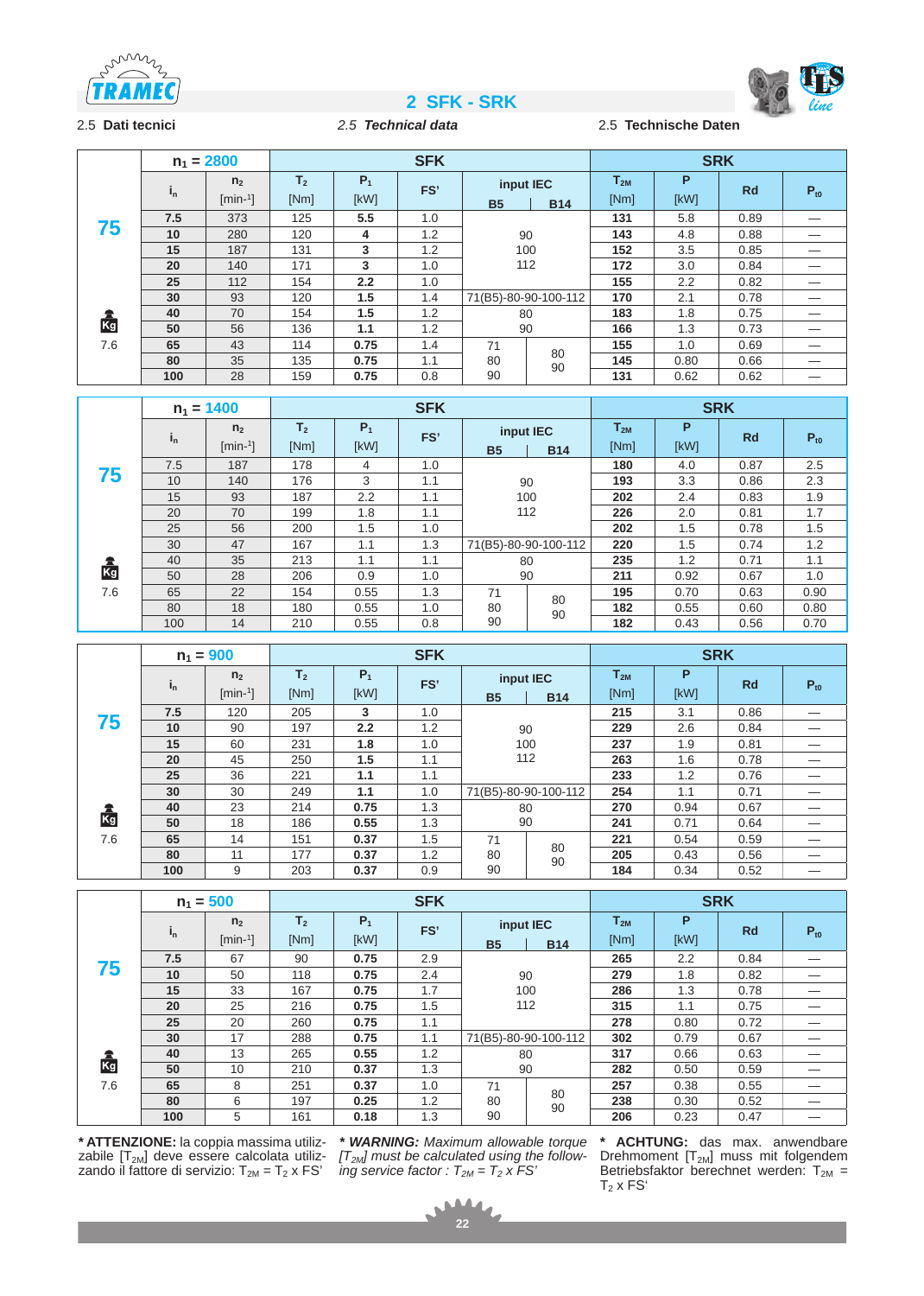## 2 SFK - SRK

2.5 **Dati tecnici** — 2.5 ***Technical data*** — 2.5 **Technische Daten**

**75** — 7.6 kg

| $n_1$ = 2800 | | SFK | | | | | SRK | | | |
|---|---|---|---|---|---|---|---|---|---|---|
| $i_n$ | $n_2$ [min⁻¹] | $T_2$ [Nm] | $P_1$ [kW] | FS' | input IEC B5 | input IEC B14 | $T_{2M}$ [Nm] | P [kW] | Rd | $P_{t0}$ |
| **7.5** | 373 | 125 | **5.5** | 1.0 | 90 100 112 | | **131** | 5.8 | 0.89 | — |
| **10** | 280 | 120 | **4** | 1.2 | | | **143** | 4.8 | 0.88 | — |
| **15** | 187 | 131 | **3** | 1.5 | | | **152** | 3.5 | 0.85 | — |
| **20** | 140 | 171 | **3** | 1.0 | | | **172** | 3.0 | 0.84 | — |
| **25** | 112 | 154 | **2.2** | 1.0 | | | **155** | 2.2 | 0.82 | — |
| **30** | 93 | 120 | **1.5** | 1.4 | 71(B5)-80-90-100-112 | | **170** | 2.1 | 0.78 | — |
| **40** | 70 | 154 | **1.5** | 1.2 | 80 90 | | **183** | 1.8 | 0.75 | — |
| **50** | 56 | 136 | **1.1** | 1.2 | | | **166** | 1.3 | 0.73 | — |
| **65** | 43 | 114 | **0.75** | 1.4 | 71 80 90 | 80 90 | **155** | 1.0 | 0.69 | — |
| **80** | 35 | 135 | **0.75** | 1.1 | | | **145** | 0.80 | 0.66 | — |
| **100** | 28 | 159 | **0.75** | 0.8 | | | **131** | 0.62 | 0.62 | — |

**75** — 7.6 kg

| $n_1$ = 1400 | | SFK | | | | | SRK | | | |
|---|---|---|---|---|---|---|---|---|---|---|
| $i_n$ | $n_2$ [min⁻¹] | $T_2$ [Nm] | $P_1$ [kW] | FS' | input IEC B5 | input IEC B14 | $T_{2M}$ [Nm] | P [kW] | Rd | $P_{t0}$ |
| 7.5 | 187 | 178 | 4 | 1.0 | 90 100 112 | | **180** | 4.0 | 0.87 | 2.5 |
| 10 | 140 | 176 | 3 | 1.1 | | | **193** | 3.3 | 0.86 | 2.3 |
| 15 | 93 | 187 | 2.2 | 1.1 | | | **202** | 2.4 | 0.83 | 1.9 |
| 20 | 70 | 199 | 1.8 | 1.1 | | | **226** | 2.0 | 0.81 | 1.7 |
| 25 | 56 | 200 | 1.5 | 1.0 | | | **202** | 1.5 | 0.78 | 1.5 |
| 30 | 47 | 167 | 1.1 | 1.3 | 71(B5)-80-90-100-112 | | **220** | 1.5 | 0.74 | 1.2 |
| 40 | 35 | 213 | 1.1 | 1.1 | 80 90 | | **235** | 1.2 | 0.71 | 1.1 |
| 50 | 28 | 206 | 0.9 | 1.0 | | | **211** | 0.92 | 0.67 | 1.0 |
| 65 | 22 | 154 | 0.55 | 1.3 | 71 80 90 | 80 90 | **195** | 0.70 | 0.63 | 0.90 |
| 80 | 18 | 180 | 0.55 | 1.0 | | | **182** | 0.55 | 0.60 | 0.80 |
| 100 | 14 | 210 | 0.55 | 0.8 | | | **182** | 0.43 | 0.56 | 0.70 |

**75** — 7.6 kg

| $n_1$ = 900 | | SFK | | | | | SRK | | | |
|---|---|---|---|---|---|---|---|---|---|---|
| $i_n$ | $n_2$ [min⁻¹] | $T_2$ [Nm] | $P_1$ [kW] | FS' | input IEC B5 | input IEC B14 | $T_{2M}$ [Nm] | P [kW] | Rd | $P_{t0}$ |
| **7.5** | 120 | 205 | **3** | 1.0 | 90 100 112 | | **215** | 3.1 | 0.86 | — |
| **10** | 90 | 197 | **2.2** | 1.2 | | | **229** | 2.6 | 0.84 | — |
| **15** | 60 | 231 | **1.8** | 1.0 | | | **237** | 1.9 | 0.81 | — |
| **20** | 45 | 250 | **1.5** | 1.1 | | | **263** | 1.6 | 0.78 | — |
| **25** | 36 | 221 | **1.1** | 1.1 | | | **233** | 1.2 | 0.76 | — |
| **30** | 30 | 249 | **1.1** | 1.0 | 71(B5)-80-90-100-112 | | **254** | 1.1 | 0.71 | — |
| **40** | 23 | 214 | **0.75** | 1.3 | 80 90 | | **270** | 0.94 | 0.67 | — |
| **50** | 18 | 186 | **0.55** | 1.3 | | | **241** | 0.71 | 0.64 | — |
| **65** | 14 | 151 | **0.37** | 1.5 | 71 80 90 | 80 90 | **221** | 0.54 | 0.59 | — |
| **80** | 11 | 177 | **0.37** | 1.2 | | | **205** | 0.43 | 0.56 | — |
| **100** | 9 | 203 | **0.37** | 0.9 | | | **184** | 0.34 | 0.52 | — |

**75** — 7.6 kg

| $n_1$ = 500 | | SFK | | | | | SRK | | | |
|---|---|---|---|---|---|---|---|---|---|---|
| $i_n$ | $n_2$ [min⁻¹] | $T_2$ [Nm] | $P_1$ [kW] | FS' | input IEC B5 | input IEC B14 | $T_{2M}$ [Nm] | P [kW] | Rd | $P_{t0}$ |
| **7.5** | 67 | 90 | **0.75** | 2.9 | 90 100 112 | | **265** | 2.2 | 0.84 | — |
| **10** | 50 | 118 | **0.75** | 2.4 | | | **279** | 1.8 | 0.82 | — |
| **15** | 33 | 167 | **0.75** | 1.7 | | | **286** | 1.3 | 0.78 | — |
| **20** | 25 | 216 | **0.75** | 1.5 | | | **315** | 1.1 | 0.75 | — |
| **25** | 20 | 260 | **0.75** | 1.1 | | | **278** | 0.80 | 0.72 | — |
| **30** | 17 | 288 | **0.75** | 1.1 | 71(B5)-80-90-100-112 | | **302** | 0.79 | 0.67 | — |
| **40** | 13 | 265 | **0.55** | 1.2 | 80 90 | | **317** | 0.66 | 0.63 | — |
| **50** | 10 | 210 | **0.37** | 1.3 | | | **282** | 0.50 | 0.59 | — |
| **65** | 8 | 251 | **0.37** | 1.0 | 71 80 90 | 80 90 | **257** | 0.38 | 0.55 | — |
| **80** | 6 | 197 | **0.25** | 1.2 | | | **238** | 0.30 | 0.52 | — |
| **100** | 5 | 161 | **0.18** | 1.3 | | | **206** | 0.23 | 0.47 | — |

**\* ATTENZIONE:** la coppia massima utilizzabile [$T_{2M}$] deve essere calcolata utilizzando il fattore di servizio: $T_{2M} = T_2 \times FS'$

***\* WARNING:*** *Maximum allowable torque [$T_{2M}$] must be calculated using the following service factor : $T_{2M} = T_2 \times FS'$*

**\* ACHTUNG:** das max. anwendbare Drehmoment [$T_{2M}$] muss mit folgendem Betriebsfaktor berechnet werden: $T_{2M} = T_2 \times FS'$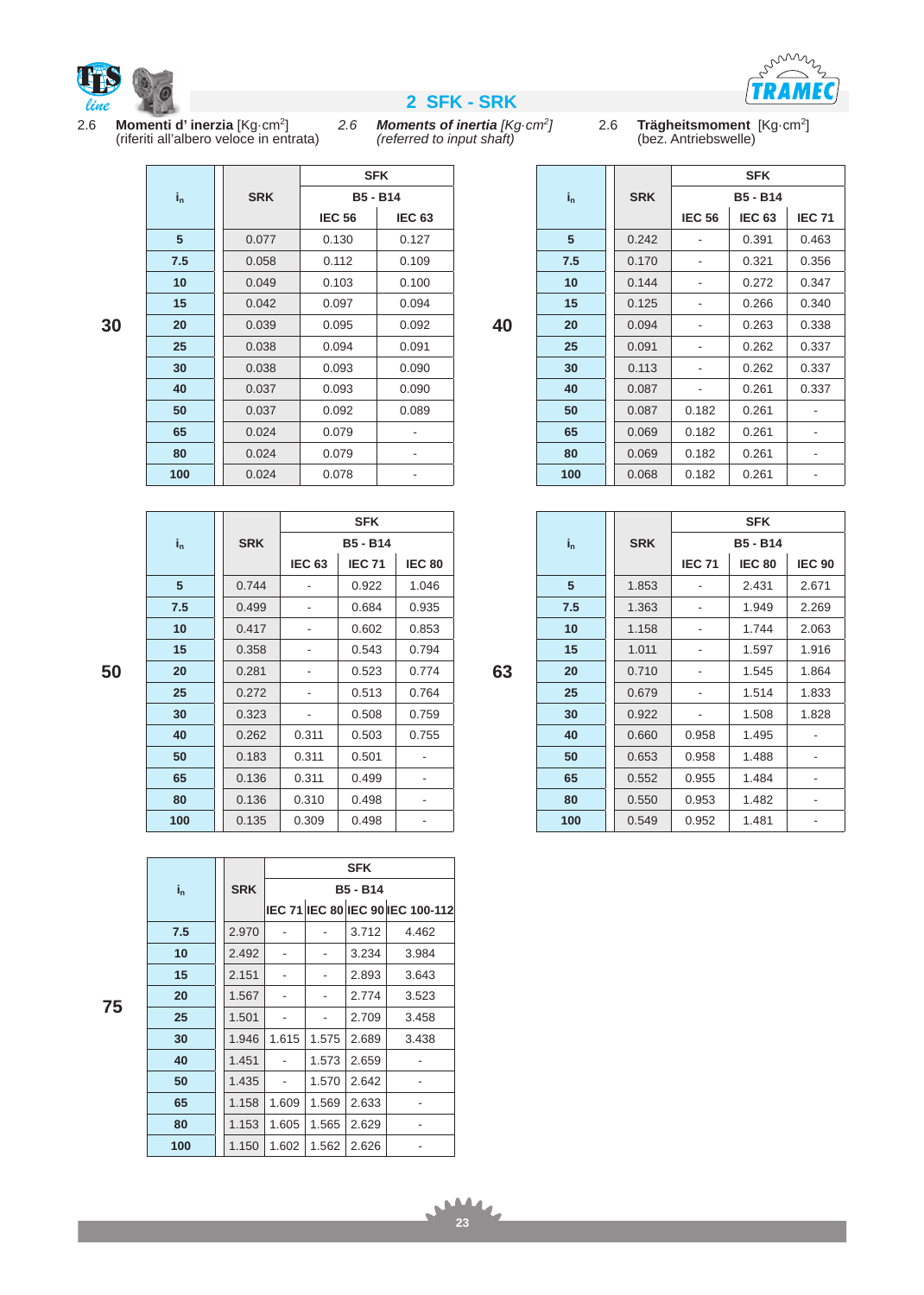## 2 SFK - SRK

2.6 **Momenti d' inerzia** [Kg·cm²] (riferiti all'albero veloce in entrata)

2.6 ***Moments of inertia*** *[Kg·cm²] (referred to input shaft)*

2.6 **Trägheitsmoment** [Kg·cm²] (bez. Antriebswelle)

**30**

| $i_n$ | SRK | SFK | |
|---|---|---|---|
| | | B5 - B14 | |
| | | IEC 56 | IEC 63 |
| 5 | 0.077 | 0.130 | 0.127 |
| 7.5 | 0.058 | 0.112 | 0.109 |
| 10 | 0.049 | 0.103 | 0.100 |
| 15 | 0.042 | 0.097 | 0.094 |
| 20 | 0.039 | 0.095 | 0.092 |
| 25 | 0.038 | 0.094 | 0.091 |
| 30 | 0.038 | 0.093 | 0.090 |
| 40 | 0.037 | 0.093 | 0.090 |
| 50 | 0.037 | 0.092 | 0.089 |
| 65 | 0.024 | 0.079 | - |
| 80 | 0.024 | 0.079 | - |
| 100 | 0.024 | 0.078 | - |

**40**

| $i_n$ | SRK | SFK | | |
|---|---|---|---|---|
| | | B5 - B14 | | |
| | | IEC 56 | IEC 63 | IEC 71 |
| 5 | 0.242 | - | 0.391 | 0.463 |
| 7.5 | 0.170 | - | 0.321 | 0.356 |
| 10 | 0.144 | - | 0.272 | 0.347 |
| 15 | 0.125 | - | 0.266 | 0.340 |
| 20 | 0.094 | - | 0.263 | 0.338 |
| 25 | 0.091 | - | 0.262 | 0.337 |
| 30 | 0.113 | - | 0.262 | 0.337 |
| 40 | 0.087 | - | 0.261 | 0.337 |
| 50 | 0.087 | 0.182 | 0.261 | - |
| 65 | 0.069 | 0.182 | 0.261 | - |
| 80 | 0.069 | 0.182 | 0.261 | - |
| 100 | 0.068 | 0.182 | 0.261 | - |

**50**

| $i_n$ | SRK | SFK | | |
|---|---|---|---|---|
| | | B5 - B14 | | |
| | | IEC 63 | IEC 71 | IEC 80 |
| 5 | 0.744 | - | 0.922 | 1.046 |
| 7.5 | 0.499 | - | 0.684 | 0.935 |
| 10 | 0.417 | - | 0.602 | 0.853 |
| 15 | 0.358 | - | 0.543 | 0.794 |
| 20 | 0.281 | - | 0.523 | 0.774 |
| 25 | 0.272 | - | 0.513 | 0.764 |
| 30 | 0.323 | - | 0.508 | 0.759 |
| 40 | 0.262 | 0.311 | 0.503 | 0.755 |
| 50 | 0.183 | 0.311 | 0.501 | - |
| 65 | 0.136 | 0.311 | 0.499 | - |
| 80 | 0.136 | 0.310 | 0.498 | - |
| 100 | 0.135 | 0.309 | 0.498 | - |

**63**

| $i_n$ | SRK | SFK | | |
|---|---|---|---|---|
| | | B5 - B14 | | |
| | | IEC 71 | IEC 80 | IEC 90 |
| 5 | 1.853 | - | 2.431 | 2.671 |
| 7.5 | 1.363 | - | 1.949 | 2.269 |
| 10 | 1.158 | - | 1.744 | 2.063 |
| 15 | 1.011 | - | 1.597 | 1.916 |
| 20 | 0.710 | - | 1.545 | 1.864 |
| 25 | 0.679 | - | 1.514 | 1.833 |
| 30 | 0.922 | - | 1.508 | 1.828 |
| 40 | 0.660 | 0.958 | 1.495 | - |
| 50 | 0.653 | 0.958 | 1.488 | - |
| 65 | 0.552 | 0.955 | 1.484 | - |
| 80 | 0.550 | 0.953 | 1.482 | - |
| 100 | 0.549 | 0.952 | 1.481 | - |

**75**

| $i_n$ | SRK | SFK | | | |
|---|---|---|---|---|---|
| | | B5 - B14 | | | |
| | | IEC 71 | IEC 80 | IEC 90 | IEC 100-112 |
| 7.5 | 2.970 | - | - | 3.712 | 4.462 |
| 10 | 2.492 | - | - | 3.234 | 3.984 |
| 15 | 2.151 | - | - | 2.893 | 3.643 |
| 20 | 1.567 | - | - | 2.774 | 3.523 |
| 25 | 1.501 | - | - | 2.709 | 3.458 |
| 30 | 1.946 | 1.615 | 1.575 | 2.689 | 3.438 |
| 40 | 1.451 | - | 1.573 | 2.659 | - |
| 50 | 1.435 | - | 1.570 | 2.642 | - |
| 65 | 1.158 | 1.609 | 1.569 | 2.633 | - |
| 80 | 1.153 | 1.605 | 1.565 | 2.629 | - |
| 100 | 1.150 | 1.602 | 1.562 | 2.626 | - |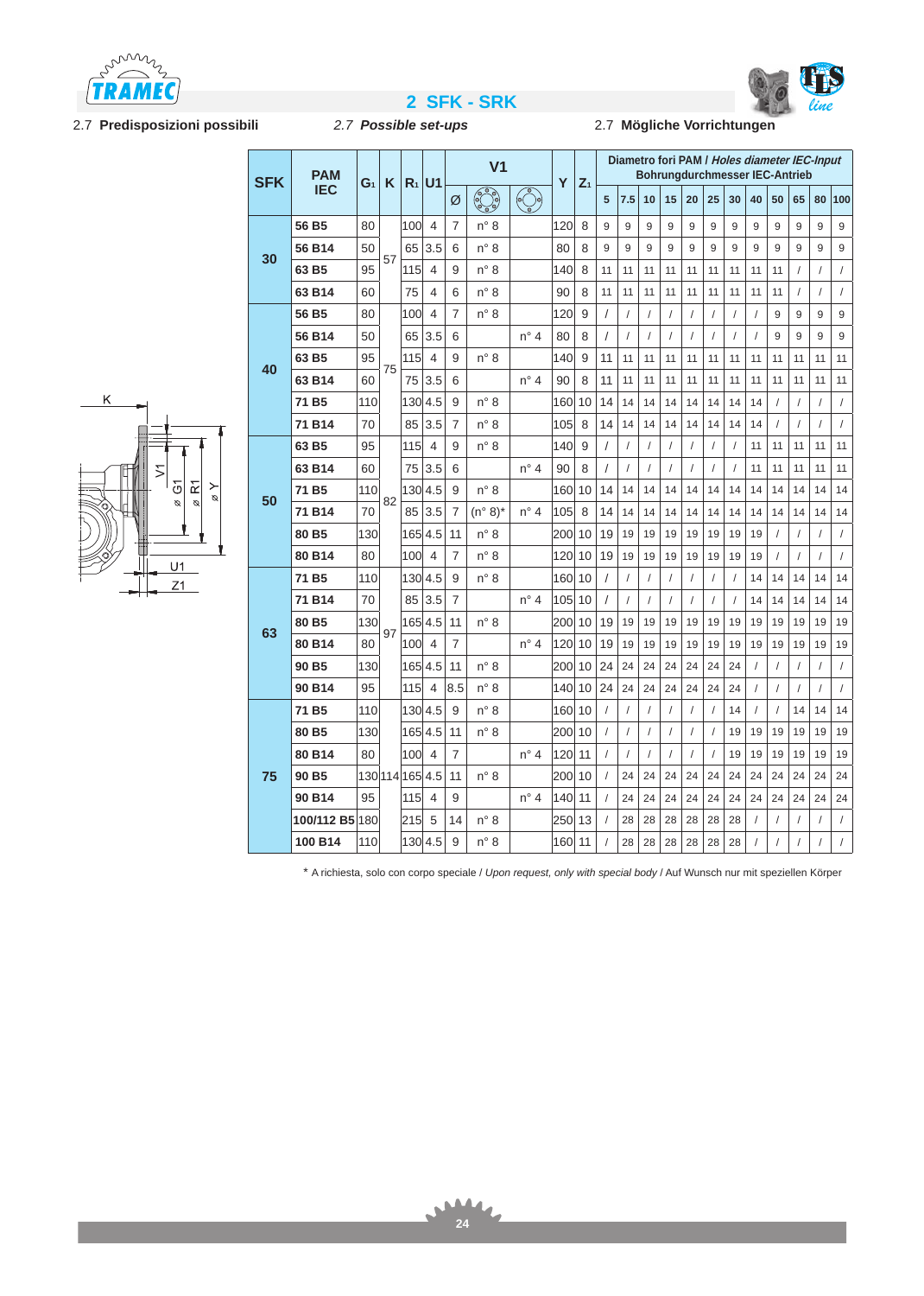## 2 SFK - SRK

2.7 **Predisposizioni possibili** 2.7 ***Possible set-ups*** 2.7 **Mögliche Vorrichtungen**

| SFK | PAM IEC | $G_1$ | K | $R_1$ | U1 | V1 Ø | V1 (8 holes) | V1 (4 holes) | Y | $Z_1$ | 5 | 7.5 | 10 | 15 | 20 | 25 | 30 | 40 | 50 | 65 | 80 | 100 |
|---|---|---|---|---|---|---|---|---|---|---|---|---|---|---|---|---|---|---|---|---|---|---|
| | | | | | | | | | | | Diametro fori PAM / *Holes diameter IEC-Input* Bohrungdurchmesser IEC-Antrieb | | | | | | | | | | | |
| 30 | 56 B5 | 80 | 57 | 100 | 4 | 7 | n° 8 | | 120 | 8 | 9 | 9 | 9 | 9 | 9 | 9 | 9 | 9 | 9 | 9 | 9 | 9 |
| | 56 B14 | 50 | | 65 | 3.5 | 6 | n° 8 | | 80 | 8 | 9 | 9 | 9 | 9 | 9 | 9 | 9 | 9 | 9 | 9 | 9 | 9 |
| | 63 B5 | 95 | | 115 | 4 | 9 | n° 8 | | 140 | 8 | 11 | 11 | 11 | 11 | 11 | 11 | 11 | 11 | 11 | / | / | / |
| | 63 B14 | 60 | | 75 | 4 | 6 | n° 8 | | 90 | 8 | 11 | 11 | 11 | 11 | 11 | 11 | 11 | 11 | 11 | / | / | / |
| 40 | 56 B5 | 80 | 75 | 100 | 4 | 7 | n° 8 | | 120 | 9 | / | / | / | / | / | / | / | / | 9 | 9 | 9 | 9 |
| | 56 B14 | 50 | | 65 | 3.5 | 6 | | n° 4 | 80 | 8 | / | / | / | / | / | / | / | / | 9 | 9 | 9 | 9 |
| | 63 B5 | 95 | | 115 | 4 | 9 | n° 8 | | 140 | 9 | 11 | 11 | 11 | 11 | 11 | 11 | 11 | 11 | 11 | 11 | 11 | 11 |
| | 63 B14 | 60 | | 75 | 3.5 | 6 | | n° 4 | 90 | 8 | 11 | 11 | 11 | 11 | 11 | 11 | 11 | 11 | 11 | 11 | 11 | 11 |
| | 71 B5 | 110 | | 130 | 4.5 | 9 | n° 8 | | 160 | 10 | 14 | 14 | 14 | 14 | 14 | 14 | 14 | 14 | / | / | / | / |
| | 71 B14 | 70 | | 85 | 3.5 | 7 | n° 8 | | 105 | 8 | 14 | 14 | 14 | 14 | 14 | 14 | 14 | 14 | / | / | / | / |
| 50 | 63 B5 | 95 | 82 | 115 | 4 | 9 | n° 8 | | 140 | 9 | / | / | / | / | / | / | / | 11 | 11 | 11 | 11 | 11 |
| | 63 B14 | 60 | | 75 | 3.5 | 6 | | n° 4 | 90 | 8 | / | / | / | / | / | / | / | 11 | 11 | 11 | 11 | 11 |
| | 71 B5 | 110 | | 130 | 4.5 | 9 | n° 8 | | 160 | 10 | 14 | 14 | 14 | 14 | 14 | 14 | 14 | 14 | 14 | 14 | 14 | 14 |
| | 71 B14 | 70 | | 85 | 3.5 | 7 | (n° 8)* | n° 4 | 105 | 8 | 14 | 14 | 14 | 14 | 14 | 14 | 14 | 14 | 14 | 14 | 14 | 14 |
| | 80 B5 | 130 | | 165 | 4.5 | 11 | n° 8 | | 200 | 10 | 19 | 19 | 19 | 19 | 19 | 19 | 19 | 19 | / | / | / | / |
| | 80 B14 | 80 | | 100 | 4 | 7 | n° 8 | | 120 | 10 | 19 | 19 | 19 | 19 | 19 | 19 | 19 | 19 | / | / | / | / |
| 63 | 71 B5 | 110 | 97 | 130 | 4.5 | 9 | n° 8 | | 160 | 10 | / | / | / | / | / | / | / | 14 | 14 | 14 | 14 | 14 |
| | 71 B14 | 70 | | 85 | 3.5 | 7 | | n° 4 | 105 | 10 | / | / | / | / | / | / | / | 14 | 14 | 14 | 14 | 14 |
| | 80 B5 | 130 | | 165 | 4.5 | 11 | n° 8 | | 200 | 10 | 19 | 19 | 19 | 19 | 19 | 19 | 19 | 19 | 19 | 19 | 19 | 19 |
| | 80 B14 | 80 | | 100 | 4 | 7 | | n° 4 | 120 | 10 | 19 | 19 | 19 | 19 | 19 | 19 | 19 | 19 | 19 | 19 | 19 | 19 |
| | 90 B5 | 130 | | 165 | 4.5 | 11 | n° 8 | | 200 | 10 | 24 | 24 | 24 | 24 | 24 | 24 | 24 | / | / | / | / | / |
| | 90 B14 | 95 | | 115 | 4 | 8.5 | n° 8 | | 140 | 10 | 24 | 24 | 24 | 24 | 24 | 24 | 24 | / | / | / | / | / |
| 75 | 71 B5 | 110 | 114 | 130 | 4.5 | 9 | n° 8 | | 160 | 10 | / | / | / | / | / | / | 14 | / | / | 14 | 14 | 14 |
| | 80 B5 | 130 | | 165 | 4.5 | 11 | n° 8 | | 200 | 10 | / | / | / | / | / | / | 19 | 19 | 19 | 19 | 19 | 19 |
| | 80 B14 | 80 | | 100 | 4 | 7 | | n° 4 | 120 | 11 | / | / | / | / | / | / | 19 | 19 | 19 | 19 | 19 | 19 |
| | 90 B5 | 130 | | 165 | 4.5 | 11 | n° 8 | | 200 | 10 | / | 24 | 24 | 24 | 24 | 24 | 24 | 24 | 24 | 24 | 24 | 24 |
| | 90 B14 | 95 | | 115 | 4 | 9 | | n° 4 | 140 | 11 | / | 24 | 24 | 24 | 24 | 24 | 24 | 24 | 24 | 24 | 24 | 24 |
| | 100/112 B5 | 180 | | 215 | 5 | 14 | n° 8 | | 250 | 13 | / | 28 | 28 | 28 | 28 | 28 | 28 | / | / | / | / | / |
| | 100 B14 | 110 | | 130 | 4.5 | 9 | n° 8 | | 160 | 11 | / | 28 | 28 | 28 | 28 | 28 | 28 | / | / | / | / | / |

\* A richiesta, solo con corpo speciale / *Upon request, only with special body* / Auf Wunsch nur mit speziellen Körper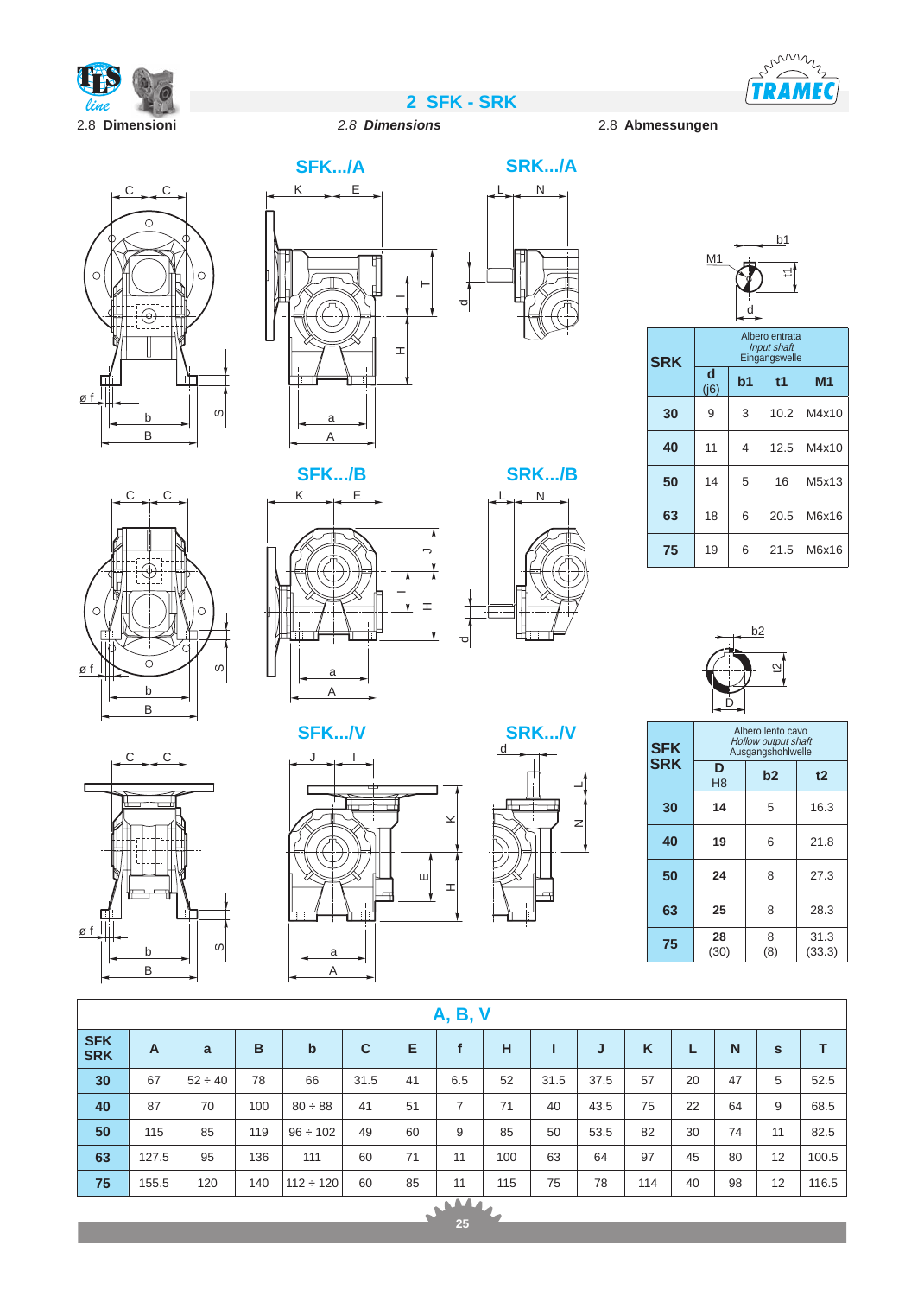# 2 SFK - SRK

2.8 **Dimensioni** — 2.8 ***Dimensions*** — 2.8 **Abmessungen**

SFK.../A

SRK.../A

SFK.../B

SRK.../B

SFK.../V

SRK.../V

| SRK | Albero entrata *Input shaft* Eingangswelle | | | |
|---|---|---|---|---|
| | d (j6) | b1 | t1 | M1 |
| **30** | 9 | 3 | 10.2 | M4x10 |
| **40** | 11 | 4 | 12.5 | M4x10 |
| **50** | 14 | 5 | 16 | M5x13 |
| **63** | 18 | 6 | 20.5 | M6x16 |
| **75** | 19 | 6 | 21.5 | M6x16 |

| SFK SRK | Albero lento cavo *Hollow output shaft* Ausgangshohlwelle | | |
|---|---|---|---|
| | D H8 | b2 | t2 |
| **30** | **14** | 5 | 16.3 |
| **40** | **19** | 6 | 21.8 |
| **50** | **24** | 8 | 27.3 |
| **63** | **25** | 8 | 28.3 |
| **75** | **28** (30) | 8 (8) | 31.3 (33.3) |

**A, B, V**

| SFK SRK | A | a | B | b | C | E | f | H | I | J | K | L | N | s | T |
|---|---|---|---|---|---|---|---|---|---|---|---|---|---|---|---|
| **30** | 67 | 52 ÷ 40 | 78 | 66 | 31.5 | 41 | 6.5 | 52 | 31.5 | 37.5 | 57 | 20 | 47 | 5 | 52.5 |
| **40** | 87 | 70 | 100 | 80 ÷ 88 | 41 | 51 | 7 | 71 | 40 | 43.5 | 75 | 22 | 64 | 9 | 68.5 |
| **50** | 115 | 85 | 119 | 96 ÷ 102 | 49 | 60 | 9 | 85 | 50 | 53.5 | 82 | 30 | 74 | 11 | 82.5 |
| **63** | 127.5 | 95 | 136 | 111 | 60 | 71 | 11 | 100 | 63 | 64 | 97 | 45 | 80 | 12 | 100.5 |
| **75** | 155.5 | 120 | 140 | 112 ÷ 120 | 60 | 85 | 11 | 115 | 75 | 78 | 114 | 40 | 98 | 12 | 116.5 |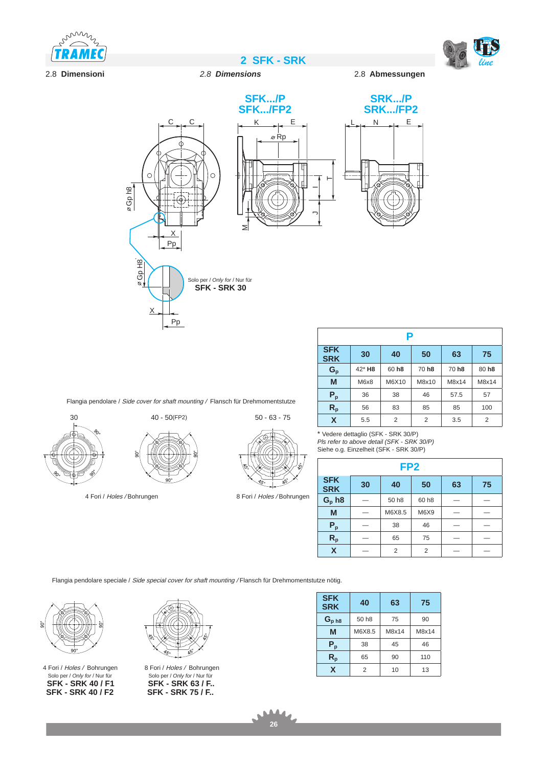## 2 SFK - SRK

2.8 **Dimensioni** — 2.8 ***Dimensions*** — 2.8 **Abmessungen**

**SFK.../P**
**SFK.../FP2**

**SRK.../P**
**SRK.../FP2**

Solo per / *Only for* / Nur für
**SFK - SRK 30**

Flangia pendolare / *Side cover for shaft mounting* / Flansch für Drehmomentstutze

30 — 40 - 50(FP2) — 50 - 63 - 75

4 Fori / *Holes* / Bohrungen

8 Fori / *Holes* / Bohrungen

| | P | | | | |
|---|---|---|---|---|---|
| **SFK SRK** | **30** | **40** | **50** | **63** | **75** |
| **$G_p$** | 42* **H8** | 60 **h8** | 70 **h8** | 70 **h8** | 80 **h8** |
| **M** | M6x8 | M6X10 | M8x10 | M8x14 | M8x14 |
| **$P_p$** | 36 | 38 | 46 | 57.5 | 57 |
| **$R_p$** | 56 | 83 | 85 | 85 | 100 |
| **X** | 5.5 | 2 | 2 | 3.5 | 2 |

\* Vedere dettaglio (SFK - SRK 30/P)
*Pls refer to above detail (SFK - SRK 30/P)*
Siehe o.g. Einzelheit (SFK - SRK 30/P)

| | FP2 | | | | |
|---|---|---|---|---|---|
| **SFK SRK** | **30** | **40** | **50** | **63** | **75** |
| **$G_p$ h8** | — | 50 h8 | 60 h8 | — | — |
| **M** | — | M6X8.5 | M6X9 | — | — |
| **$P_p$** | — | 38 | 46 | — | — |
| **$R_p$** | — | 65 | 75 | — | — |
| **X** | — | 2 | 2 | — | — |

Flangia pendolare speciale / *Side special cover for shaft mounting* / Flansch für Drehmomentstutze nötig.

4 Fori / *Holes* / Bohrungen
Solo per / *Only for* / Nur für
**SFK - SRK 40 / F1**
**SFK - SRK 40 / F2**

8 Fori / *Holes* / Bohrungen
Solo per / *Only for* / Nur für
**SFK - SRK 63 / F..**
**SFK - SRK 75 / F..**

| **SFK SRK** | **40** | **63** | **75** |
|---|---|---|---|
| **$G_{p\ h8}$** | 50 h8 | 75 | 90 |
| **M** | M6X8.5 | M8x14 | M8x14 |
| **$P_p$** | 38 | 45 | 46 |
| **$R_p$** | 65 | 90 | 110 |
| **X** | 2 | 10 | 13 |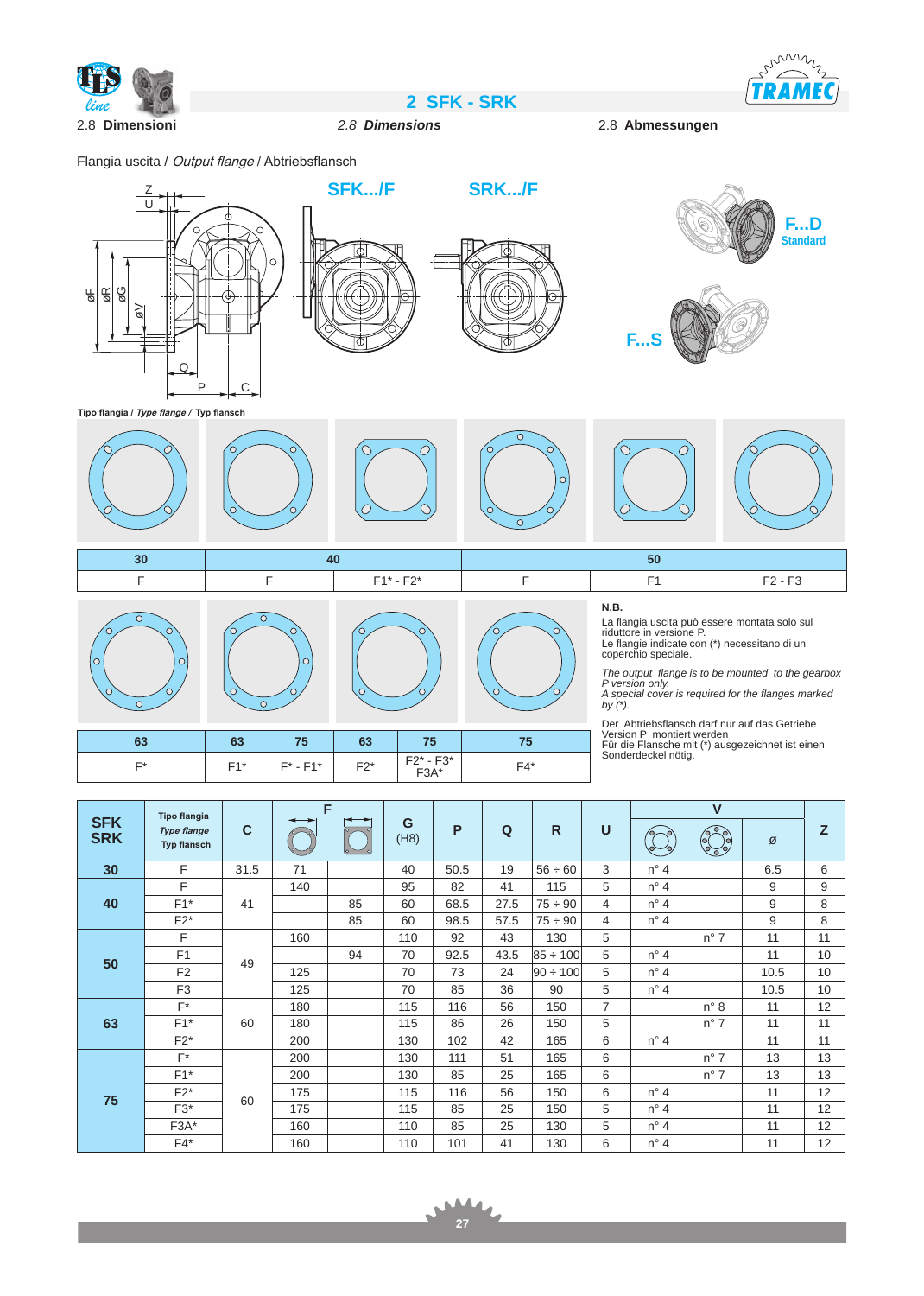# 2 SFK - SRK

2.8 **Dimensioni** | 2.8 ***Dimensions*** | 2.8 **Abmessungen**

Flangia uscita / *Output flange* / Abtriebsflansch

SFK.../F | SRK.../F

F...D Standard

F...S

**Tipo flangia / *Type flange* / Typ flansch**

| 30 | 40 | | 50 | | |
|---|---|---|---|---|---|
| F | F | F1* - F2* | F | F1 | F2 - F3 |

| 63 | 63 | 75 | 63 | 75 | 75 |
|---|---|---|---|---|---|
| F* | F1* | F* - F1* | F2* | F2* - F3* F3A* | F4* |

**N.B.**

La flangia uscita può essere montata solo sul riduttore in versione P.
Le flangie indicate con (*) necessitano di un coperchio speciale.

*The output flange is to be mounted to the gearbox P version only.*
*A special cover is required for the flanges marked by (*).*

Der Abtriebsflansch darf nur auf das Getriebe Version P montiert werden
Für die Flansche mit (*) ausgezeichnet ist einen Sonderdeckel nötig.

| SFK SRK | Tipo flangia *Type flange* Typ flansch | C | F (round) | F (square) | G (H8) | P | Q | R | U | V (4 holes) | V (7/8 holes) | V ø | Z |
|---|---|---|---|---|---|---|---|---|---|---|---|---|---|
| 30 | F | 31.5 | 71 | | 40 | 50.5 | 19 | 56 ÷ 60 | 3 | n° 4 | | 6.5 | 6 |
| 40 | F | 41 | 140 | | 95 | 82 | 41 | 115 | 5 | n° 4 | | 9 | 9 |
| | F1* | | | 85 | 60 | 68.5 | 27.5 | 75 ÷ 90 | 4 | n° 4 | | 9 | 8 |
| | F2* | | | 85 | 60 | 98.5 | 57.5 | 75 ÷ 90 | 4 | n° 4 | | 9 | 8 |
| 50 | F | 49 | 160 | | 110 | 92 | 43 | 130 | 5 | | n° 7 | 11 | 11 |
| | F1 | | | 94 | 70 | 92.5 | 43.5 | 85 ÷ 100 | 5 | n° 4 | | 11 | 10 |
| | F2 | | 125 | | 70 | 73 | 24 | 90 ÷ 100 | 5 | n° 4 | | 10.5 | 10 |
| | F3 | | 125 | | 70 | 85 | 36 | 90 | 5 | n° 4 | | 10.5 | 10 |
| 63 | F* | 60 | 180 | | 115 | 116 | 56 | 150 | 7 | | n° 8 | 11 | 12 |
| | F1* | | 180 | | 115 | 86 | 26 | 150 | 5 | | n° 7 | 11 | 11 |
| | F2* | | 200 | | 130 | 102 | 42 | 165 | 6 | n° 4 | | 11 | 11 |
| 75 | F* | 60 | 200 | | 130 | 111 | 51 | 165 | 6 | | n° 7 | 13 | 13 |
| | F1* | | 200 | | 130 | 85 | 25 | 165 | 6 | | n° 7 | 13 | 13 |
| | F2* | | 175 | | 115 | 116 | 56 | 150 | 6 | n° 4 | | 11 | 12 |
| | F3* | | 175 | | 115 | 85 | 25 | 150 | 5 | n° 4 | | 11 | 12 |
| | F3A* | | 160 | | 110 | 85 | 25 | 130 | 5 | n° 4 | | 11 | 12 |
| | F4* | | 160 | | 110 | 101 | 41 | 130 | 6 | n° 4 | | 11 | 12 |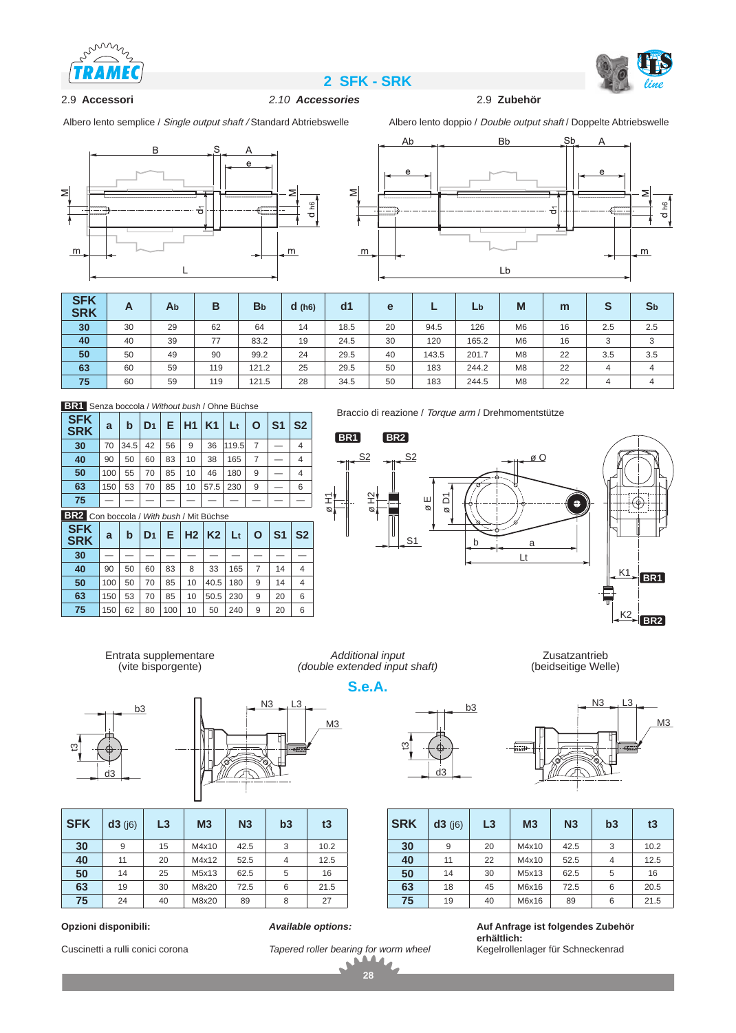## 2 SFK - SRK

2.9 **Accessori** — *2.10 Accessories* — 2.9 **Zubehör**

Albero lento semplice / *Single output shaft* / Standard Abtriebswelle

Albero lento doppio / *Double output shaft* / Doppelte Abtriebswelle

| SFK SRK | A | Ab | B | Bb | d (h6) | d1 | e | L | Lb | M | m | S | Sb |
|---|---|---|---|---|---|---|---|---|---|---|---|---|---|
| 30 | 30 | 29 | 62 | 64 | 14 | 18.5 | 20 | 94.5 | 126 | M6 | 16 | 2.5 | 2.5 |
| 40 | 40 | 39 | 77 | 83.2 | 19 | 24.5 | 30 | 120 | 165.2 | M6 | 16 | 3 | 3 |
| 50 | 50 | 49 | 90 | 99.2 | 24 | 29.5 | 40 | 143.5 | 201.7 | M8 | 22 | 3.5 | 3.5 |
| 63 | 60 | 59 | 119 | 121.2 | 25 | 29.5 | 50 | 183 | 244.2 | M8 | 22 | 4 | 4 |
| 75 | 60 | 59 | 119 | 121.5 | 28 | 34.5 | 50 | 183 | 244.5 | M8 | 22 | 4 | 4 |

**BR1** Senza boccola / *Without bush* / Ohne Büchse

| SFK SRK | a | b | D1 | E | H1 | K1 | Lt | O | S1 | S2 |
|---|---|---|---|---|---|---|---|---|---|---|
| 30 | 70 | 34.5 | 42 | 56 | 9 | 36 | 119.5 | 7 | — | 4 |
| 40 | 90 | 50 | 60 | 83 | 10 | 38 | 165 | 7 | — | 4 |
| 50 | 100 | 55 | 70 | 85 | 10 | 46 | 180 | 9 | — | 4 |
| 63 | 150 | 53 | 70 | 85 | 10 | 57.5 | 230 | 9 | — | 6 |
| 75 | — | — | — | — | — | — | — | — | — | — |

**BR2** Con boccola / *With bush* / Mit Büchse

| SFK SRK | a | b | D1 | E | H2 | K2 | Lt | O | S1 | S2 |
|---|---|---|---|---|---|---|---|---|---|---|
| 30 | — | — | — | — | — | — | — | — | — | — |
| 40 | 90 | 50 | 60 | 83 | 8 | 33 | 165 | 7 | 14 | 4 |
| 50 | 100 | 50 | 70 | 85 | 10 | 40.5 | 180 | 9 | 14 | 4 |
| 63 | 150 | 53 | 70 | 85 | 10 | 50.5 | 230 | 9 | 20 | 6 |
| 75 | 150 | 62 | 80 | 100 | 10 | 50 | 240 | 9 | 20 | 6 |

Braccio di reazione / *Torque arm* / Drehmomentstütze

Entrata supplementare (vite bisporgente) — *Additional input (double extended input shaft)* — Zusatzantrieb (beidseitige Welle)

**S.e.A.**

| SFK | d3 (j6) | L3 | M3 | N3 | b3 | t3 |
|---|---|---|---|---|---|---|
| 30 | 9 | 15 | M4x10 | 42.5 | 3 | 10.2 |
| 40 | 11 | 20 | M4x12 | 52.5 | 4 | 12.5 |
| 50 | 14 | 25 | M5x13 | 62.5 | 5 | 16 |
| 63 | 19 | 30 | M8x20 | 72.5 | 6 | 21.5 |
| 75 | 24 | 40 | M8x20 | 89 | 8 | 27 |

| SRK | d3 (j6) | L3 | M3 | N3 | b3 | t3 |
|---|---|---|---|---|---|---|
| 30 | 9 | 20 | M4x10 | 42.5 | 3 | 10.2 |
| 40 | 11 | 22 | M4x10 | 52.5 | 4 | 12.5 |
| 50 | 14 | 30 | M5x13 | 62.5 | 5 | 16 |
| 63 | 18 | 45 | M6x16 | 72.5 | 6 | 20.5 |
| 75 | 19 | 40 | M6x16 | 89 | 6 | 21.5 |

**Opzioni disponibili:**

Cuscinetti a rulli conici corona

***Available options:***

*Tapered roller bearing for worm wheel*

**Auf Anfrage ist folgendes Zubehör erhältlich:**

Kegelrollenlager für Schneckenrad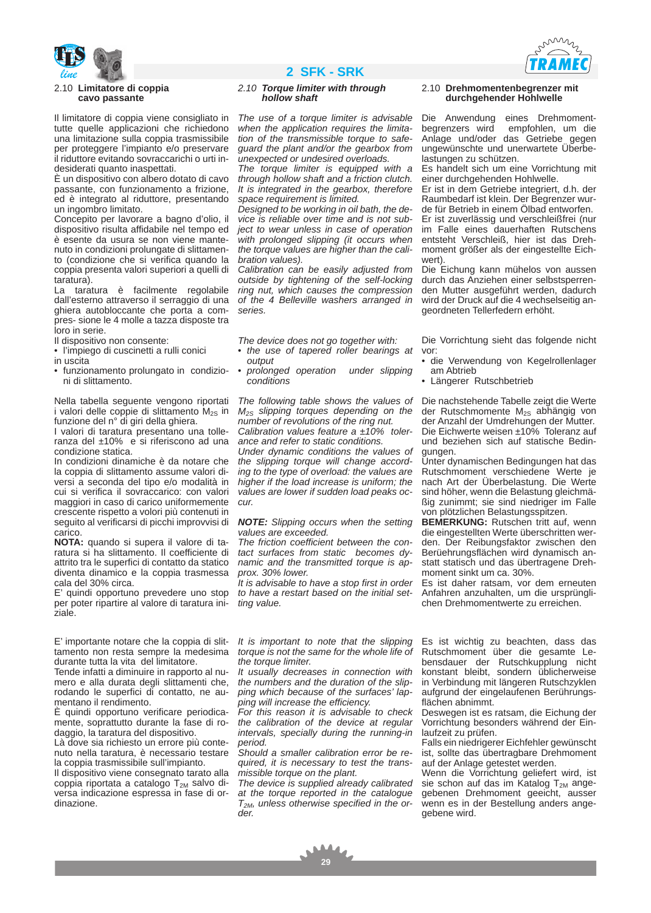## 2 SFK - SRK

### 2.10 Limitatore di coppia cavo passante

Il limitatore di coppia viene consigliato in tutte quelle applicazioni che richiedono una limitazione sulla coppia trasmissibile per proteggere l'impianto e/o preservare il riduttore evitando sovraccarichi o urti indesiderati quanto inaspettati.
È un dispositivo con albero dotato di cavo passante, con funzionamento a frizione, ed è integrato al riduttore, presentando un ingombro limitato.
Concepito per lavorare a bagno d'olio, il dispositivo risulta affidabile nel tempo ed è esente da usura se non viene mantenuto in condizioni prolungate di slittamento (condizione che si verifica quando la coppia presenta valori superiori a quelli di taratura).
La taratura è facilmente regolabile dall'esterno attraverso il serraggio di una ghiera autobloccante che porta a com- pres- sione le 4 molle a tazza disposte tra loro in serie.
Il dispositivo non consente:
- l'impiego di cuscinetti a rulli conici in uscita
- funzionamento prolungato in condizioni di slittamento.

Nella tabella seguente vengono riportati i valori delle coppie di slittamento $M_{2S}$ in funzione del n° di giri della ghiera.
I valori di taratura presentano una tolleranza del ±10% e si riferiscono ad una condizione statica.
In condizioni dinamiche è da notare che la coppia di slittamento assume valori diversi a seconda del tipo e/o modalità in cui si verifica il sovraccarico: con valori maggiori in caso di carico uniformemente crescente rispetto a valori più contenuti in seguito al verificarsi di picchi improvvisi di carico.
**NOTA:** quando si supera il valore di taratura si ha slittamento. Il coefficiente di attrito tra le superfici di contatto da statico diventa dinamico e la coppia trasmessa cala del 30% circa.
E' quindi opportuno prevedere uno stop per poter ripartire al valore di taratura iniziale.

E' importante notare che la coppia di slittamento non resta sempre la medesima durante tutta la vita del limitatore.
Tende infatti a diminuire in rapporto al numero e alla durata degli slittamenti che, rodando le superfici di contatto, ne aumentano il rendimento.
È quindi opportuno verificare periodicamente, soprattutto durante la fase di rodaggio, la taratura del dispositivo.
Là dove sia richiesto un errore più contenuto nella taratura, è necessario testare la coppia trasmissibile sull'impianto.
Il dispositivo viene consegnato tarato alla coppia riportata a catalogo $T_{2M}$ salvo diversa indicazione espressa in fase di ordinazione.

### 2.10 *Torque limiter with through hollow shaft*

*The use of a torque limiter is advisable when the application requires the limitation of the transmissible torque to safeguard the plant and/or the gearbox from unexpected or undesired overloads.*
*The torque limiter is equipped with a through hollow shaft and a friction clutch. It is integrated in the gearbox, therefore space requirement is limited.*
*Designed to be working in oil bath, the device is reliable over time and is not subject to wear unless in case of operation with prolonged slipping (it occurs when the torque values are higher than the calibration values).*
*Calibration can be easily adjusted from outside by tightening of the self-locking ring nut, which causes the compression of the 4 Belleville washers arranged in series.*

*The device does not go together with:*
- *the use of tapered roller bearings at output*
- *prolonged operation under slipping conditions*

*The following table shows the values of $M_{2S}$ slipping torques depending on the number of revolutions of the ring nut.*
*Calibration values feature a ±10% tolerance and refer to static conditions.*
*Under dynamic conditions the values of the slipping torque will change according to the type of overload: the values are higher if the load increase is uniform; the values are lower if sudden load peaks occur.*

***NOTE:** Slipping occurs when the setting values are exceeded.*
*The friction coefficient between the contact surfaces from static becomes dynamic and the transmitted torque is approx. 30% lower.*
*It is advisable to have a stop first in order to have a restart based on the initial setting value.*

*It is important to note that the slipping torque is not the same for the whole life of the torque limiter.*
*It usually decreases in connection with the numbers and the duration of the slipping which because of the surfaces' lapping will increase the efficiency.*
*For this reason it is advisable to check the calibration of the device at regular intervals, specially during the running-in period.*
*Should a smaller calibration error be required, it is necessary to test the transmissible torque on the plant.*
*The device is supplied already calibrated at the torque reported in the catalogue $T_{2M}$, unless otherwise specified in the order.*

### 2.10 Drehmomentenbegrenzer mit durchgehender Hohlwelle

Die Anwendung eines Drehmomentbegrenzers wird empfohlen, um die Anlage und/oder das Getriebe gegen ungewünschte und unerwartete Überbelastungen zu schützen.
Es handelt sich um eine Vorrichtung mit einer durchgehenden Hohlwelle.
Er ist in dem Getriebe integriert, d.h. der Raumbedarf ist klein. Der Begrenzer wurde für Betrieb in einem Ölbad entworfen.
Er ist zuverlässig und verschleißfrei (nur im Falle eines dauerhaften Rutschens entsteht Verschleiß, hier ist das Drehmoment größer als der eingestellte Eichwert).
Die Eichung kann mühelos von aussen durch das Anziehen einer selbstsperrenden Mutter ausgeführt werden, dadurch wird der Druck auf die 4 wechselseitig angeordneten Tellerfedern erhöht.

Die Vorrichtung sieht das folgende nicht vor:
- die Verwendung von Kegelrollenlager am Abtrieb
- Längerer Rutschbetrieb

Die nachstehende Tabelle zeigt die Werte der Rutschmomente $M_{2S}$ abhängig von der Anzahl der Umdrehungen der Mutter.
Die Eichwerte weisen ±10% Toleranz auf und beziehen sich auf statische Bedingungen.
Unter dynamischen Bedingungen hat das Rutschmoment verschiedene Werte je nach Art der Überbelastung. Die Werte sind höher, wenn die Belastung gleichmäßig zunimmt; sie sind niedriger im Falle von plötzlichen Belastungsspitzen.
**BEMERKUNG:** Rutschen tritt auf, wenn die eingestellten Werte überschritten werden. Der Reibungsfaktor zwischen den Berüehrungsflächen wird dynamisch anstatt statisch und das übertragene Drehmoment sinkt um ca. 30%.
Es ist daher ratsam, vor dem erneuten Anfahren anzuhalten, um die ursprünglichen Drehmomentwerte zu erreichen.

Es ist wichtig zu beachten, dass das Rutschmoment über die gesamte Lebensdauer der Rutschkupplung nicht konstant bleibt, sondern üblicherweise in Verbindung mit längeren Rutschzyklen aufgrund der eingelaufenen Berührungsflächen abnimmt.
Deswegen ist es ratsam, die Eichung der Vorrichtung besonders während der Einlaufzeit zu prüfen.
Falls ein niedrigerer Eichfehler gewünscht ist, sollte das übertragbare Drehmoment auf der Anlage getestet werden.
Wenn die Vorrichtung geliefert wird, ist sie schon auf das im Katalog $T_{2M}$ angegebenen Drehmoment geeicht, ausser wenn es in der Bestellung anders angegebene wird.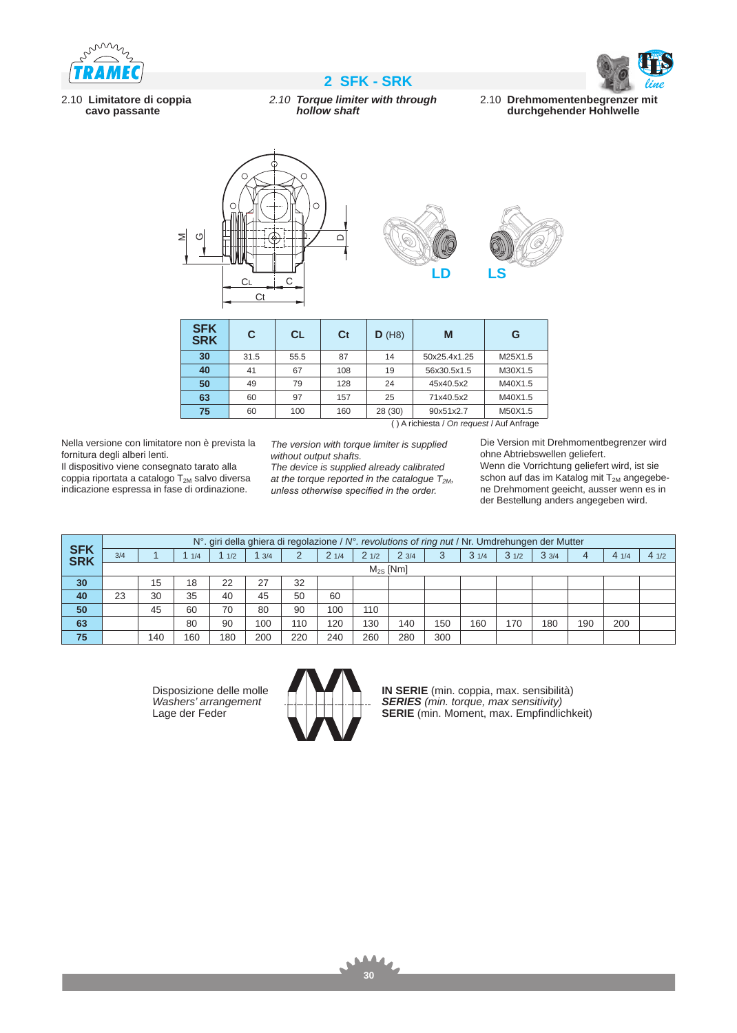## 2 SFK - SRK

### 2.10 Limitatore di coppia cavo passante

### 2.10 *Torque limiter with through hollow shaft*

### 2.10 Drehmomentenbegrenzer mit durchgehender Hohlwelle

LD LS

| SFK SRK | C | CL | Ct | D (H8) | M | G |
|---|---|---|---|---|---|---|
| **30** | 31.5 | 55.5 | 87 | 14 | 50x25.4x1.25 | M25X1.5 |
| **40** | 41 | 67 | 108 | 19 | 56x30.5x1.5 | M30X1.5 |
| **50** | 49 | 79 | 128 | 24 | 45x40.5x2 | M40X1.5 |
| **63** | 60 | 97 | 157 | 25 | 71x40.5x2 | M40X1.5 |
| **75** | 60 | 100 | 160 | 28 (30) | 90x51x2.7 | M50X1.5 |

( ) A richiesta / *On request* / Auf Anfrage

Nella versione con limitatore non è prevista la fornitura degli alberi lenti.
Il dispositivo viene consegnato tarato alla coppia riportata a catalogo $T_{2M}$ salvo diversa indicazione espressa in fase di ordinazione.

*The version with torque limiter is supplied without output shafts.*
*The device is supplied already calibrated at the torque reported in the catalogue $T_{2M}$, unless otherwise specified in the order.*

Die Version mit Drehmomentbegrenzer wird ohne Abtriebswellen geliefert.
Wenn die Vorrichtung geliefert wird, ist sie schon auf das im Katalog mit $T_{2M}$ angegebene Drehmoment geeicht, ausser wenn es in der Bestellung anders angegeben wird.

| SFK SRK | N°. giri della ghiera di regolazione / *N°. revolutions of ring nut* / Nr. Umdrehungen der Mutter | | | | | | | | | | | | | | | |
|---|---|---|---|---|---|---|---|---|---|---|---|---|---|---|---|---|
| | 3/4 | 1 | 1 1/4 | 1 1/2 | 1 3/4 | 2 | 2 1/4 | 2 1/2 | 2 3/4 | 3 | 3 1/4 | 3 1/2 | 3 3/4 | 4 | 4 1/4 | 4 1/2 |
| | $M_{2S}$ [Nm] | | | | | | | | | | | | | | | |
| **30** | | 15 | 18 | 22 | 27 | 32 | | | | | | | | | | |
| **40** | 23 | 30 | 35 | 40 | 45 | 50 | 60 | | | | | | | | | |
| **50** | | 45 | 60 | 70 | 80 | 90 | 100 | 110 | | | | | | | | |
| **63** | | | 80 | 90 | 100 | 110 | 120 | 130 | 140 | 150 | 160 | 170 | 180 | 190 | 200 | |
| **75** | | 140 | 160 | 180 | 200 | 220 | 240 | 260 | 280 | 300 | | | | | | |

Disposizione delle molle
*Washers' arrangement*
Lage der Feder

**IN SERIE** (min. coppia, max. sensibilità)
***SERIES*** *(min. torque, max sensitivity)*
**SERIE** (min. Moment, max. Empfindlichkeit)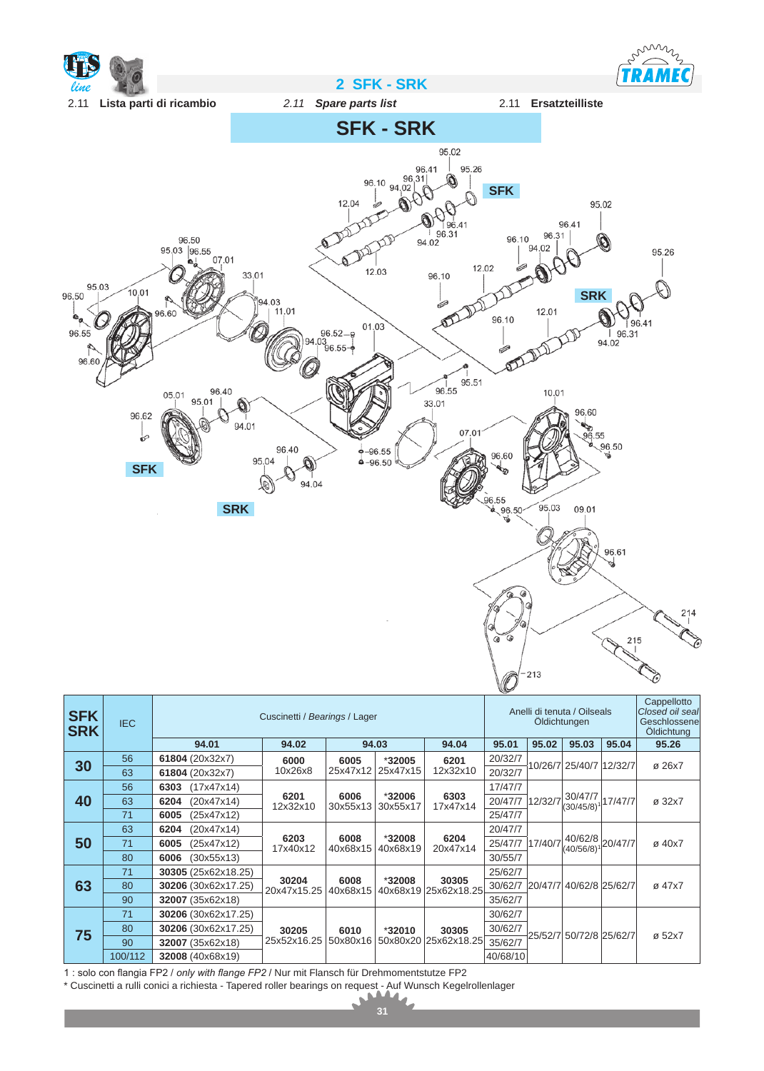## 2 SFK - SRK

2.11 **Lista parti di ricambio** | 2.11 ***Spare parts list*** | 2.11 **Ersatzteilliste**

# SFK - SRK

| SFK SRK | IEC | Cuscinetti / *Bearings* / Lager | | | | | Anelli di tenuta / *Oilseals* Öldichtungen | | | | Cappellotto *Closed oil seal* Geschlossene Öldichtung |
|---|---|---|---|---|---|---|---|---|---|---|---|
| | | 94.01 | 94.02 | 94.03 | | 94.04 | 95.01 | 95.02 | 95.03 | 95.04 | 95.26 |
| **30** | 56 | **61804** (20x32x7) | **6000** 10x26x8 | **6005** 25x47x12 | **\*32005** 25x47x15 | **6201** 12x32x10 | 20/32/7 | 10/26/7 | 25/40/7 | 12/32/7 | ø 26x7 |
| | 63 | **61804** (20x32x7) | | | | | 20/32/7 | | | | |
| **40** | 56 | **6303** (17x47x14) | **6201** 12x32x10 | **6006** 30x55x13 | **\*32006** 30x55x17 | **6303** 17x47x14 | 17/47/7 | 12/32/7 | 30/47/7 (30/45/8)[1] | 17/47/7 | ø 32x7 |
| | 63 | **6204** (20x47x14) | | | | | 20/47/7 | | | | |
| | 71 | **6005** (25x47x12) | | | | | 25/47/7 | | | | |
| **50** | 63 | **6204** (20x47x14) | **6203** 17x40x12 | **6008** 40x68x15 | **\*32008** 40x68x19 | **6204** 20x47x14 | 20/47/7 | 17/40/7 | 40/62/8 (40/56/8)[1] | 20/47/7 | ø 40x7 |
| | 71 | **6005** (25x47x12) | | | | | 25/47/7 | | | | |
| | 80 | **6006** (30x55x13) | | | | | 30/55/7 | | | | |
| **63** | 71 | **30305** (25x62x18.25) | **30204** 20x47x15.25 | **6008** 40x68x15 | **\*32008** 40x68x19 | **30305** 25x62x18.25 | 25/62/7 | 20/47/7 | 40/62/8 | 25/62/7 | ø 47x7 |
| | 80 | **30206** (30x62x17.25) | | | | | 30/62/7 | | | | |
| | 90 | **32007** (35x62x18) | | | | | 35/62/7 | | | | |
| **75** | 71 | **30206** (30x62x17.25) | **30205** 25x52x16.25 | **6010** 50x80x16 | **\*32010** 50x80x20 | **30305** 25x62x18.25 | 30/62/7 | 25/52/7 | 50/72/8 | 25/62/7 | ø 52x7 |
| | 80 | **30206** (30x62x17.25) | | | | | 30/62/7 | | | | |
| | 90 | **32007** (35x62x18) | | | | | 35/62/7 | | | | |
| | 100/112 | **32008** (40x68x19) | | | | | 40/68/10 | | | | |

1 : solo con flangia FP2 / *only with flange FP2* / Nur mit Flansch für Drehmomentstutze FP2

\* Cuscinetti a rulli conici a richiesta - Tapered roller bearings on request - Auf Wunsch Kegelrollenlager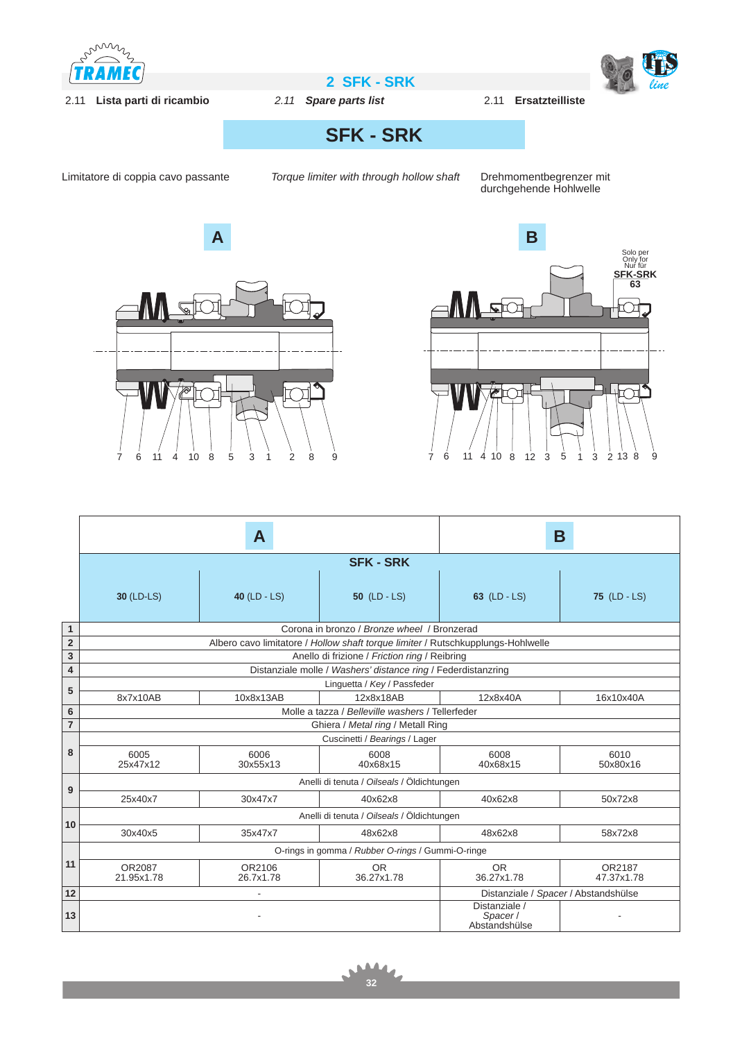## 2 SFK - SRK

2.11 **Lista parti di ricambio**

*2.11 **Spare parts list***

2.11 **Ersatzteilliste**

# SFK - SRK

Limitatore di coppia cavo passante

*Torque limiter with through hollow shaft*

Drehmomentbegrenzer mit durchgehende Hohlwelle

**A**

7 6 11 4 10 8 5 3 1 2 8 9

**B**

Solo per
Only for
Nur für
**SFK-SRK**
**63**

7 6 11 4 10 8 12 3 5 1 3 2 13 8 9

| | A | | | B | |
|---|---|---|---|---|---|
| | SFK - SRK | | | | |
| | **30** (LD-LS) | **40** (LD - LS) | **50** (LD - LS) | **63** (LD - LS) | **75** (LD - LS) |
| **1** | Corona in bronzo / *Bronze wheel* / Bronzerad | | | | |
| **2** | Albero cavo limitatore / *Hollow shaft torque limiter* / Rutschkupplungs-Hohlwelle | | | | |
| **3** | Anello di frizione / *Friction ring* / Reibring | | | | |
| **4** | Distanziale molle / *Washers' distance ring* / Federdistanzring | | | | |
| **5** | Linguetta / *Key* / Passfeder | | | | |
| | 8x7x10AB | 10x8x13AB | 12x8x18AB | 12x8x40A | 16x10x40A |
| **6** | Molle a tazza / *Belleville washers* / Tellerfeder | | | | |
| **7** | Ghiera / *Metal ring* / Metall Ring | | | | |
| **8** | Cuscinetti / *Bearings* / Lager | | | | |
| | 6005 25x47x12 | 6006 30x55x13 | 6008 40x68x15 | 6008 40x68x15 | 6010 50x80x16 |
| **9** | Anelli di tenuta / *Oilseals* / Öldichtungen | | | | |
| | 25x40x7 | 30x47x7 | 40x62x8 | 40x62x8 | 50x72x8 |
| **10** | Anelli di tenuta / *Oilseals* / Öldichtungen | | | | |
| | 30x40x5 | 35x47x7 | 48x62x8 | 48x62x8 | 58x72x8 |
| **11** | O-rings in gomma / *Rubber O-rings* / Gummi-O-ringe | | | | |
| | OR2087 21.95x1.78 | OR2106 26.7x1.78 | OR 36.27x1.78 | OR 36.27x1.78 | OR2187 47.37x1.78 |
| **12** | - | | | Distanziale / *Spacer* / Abstandshülse | |
| **13** | - | | | Distanziale / *Spacer* / Abstandshülse | - |